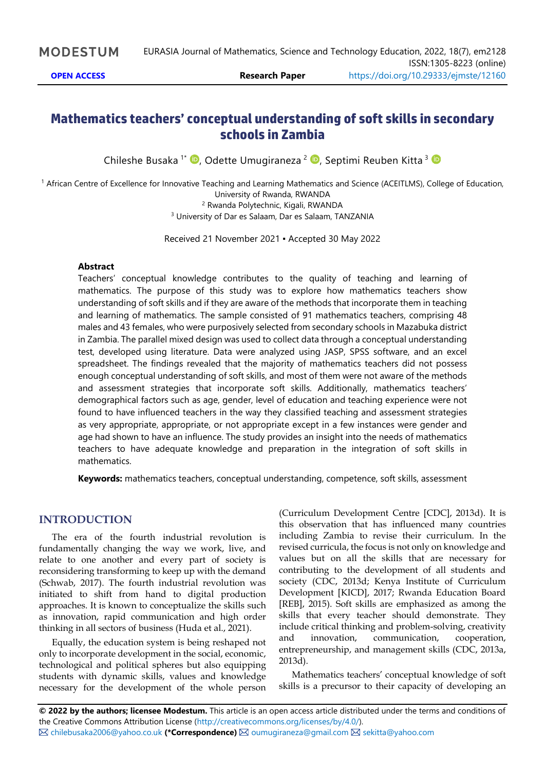# Mathematics teachers' conceptual understanding of soft skills in secondary schools in Zambia

Chileshe Busaka [1*], Odette Umugiraneza [2], Septimi Reuben Kitta [3]

[1] African Centre of Excellence for Innovative Teaching and Learning Mathematics and Science (ACEITLMS), College of Education, University of Rwanda, RWANDA

[2] Rwanda Polytechnic, Kigali, RWANDA

[3] University of Dar es Salaam, Dar es Salaam, TANZANIA

Received 21 November 2021 ▪ Accepted 30 May 2022

**Abstract**

Teachers' conceptual knowledge contributes to the quality of teaching and learning of mathematics. The purpose of this study was to explore how mathematics teachers show understanding of soft skills and if they are aware of the methods that incorporate them in teaching and learning of mathematics. The sample consisted of 91 mathematics teachers, comprising 48 males and 43 females, who were purposively selected from secondary schools in Mazabuka district in Zambia. The parallel mixed design was used to collect data through a conceptual understanding test, developed using literature. Data were analyzed using JASP, SPSS software, and an excel spreadsheet. The findings revealed that the majority of mathematics teachers did not possess enough conceptual understanding of soft skills, and most of them were not aware of the methods and assessment strategies that incorporate soft skills. Additionally, mathematics teachers' demographical factors such as age, gender, level of education and teaching experience were not found to have influenced teachers in the way they classified teaching and assessment strategies as very appropriate, appropriate, or not appropriate except in a few instances were gender and age had shown to have an influence. The study provides an insight into the needs of mathematics teachers to have adequate knowledge and preparation in the integration of soft skills in mathematics.

**Keywords:** mathematics teachers, conceptual understanding, competence, soft skills, assessment

## INTRODUCTION

The era of the fourth industrial revolution is fundamentally changing the way we work, live, and relate to one another and every part of society is reconsidering transforming to keep up with the demand (Schwab, 2017). The fourth industrial revolution was initiated to shift from hand to digital production approaches. It is known to conceptualize the skills such as innovation, rapid communication and high order thinking in all sectors of business (Huda et al., 2021).

Equally, the education system is being reshaped not only to incorporate development in the social, economic, technological and political spheres but also equipping students with dynamic skills, values and knowledge necessary for the development of the whole person (Curriculum Development Centre [CDC], 2013d). It is this observation that has influenced many countries including Zambia to revise their curriculum. In the revised curricula, the focus is not only on knowledge and values but on all the skills that are necessary for contributing to the development of all students and society (CDC, 2013d; Kenya Institute of Curriculum Development [KICD], 2017; Rwanda Education Board [REB], 2015). Soft skills are emphasized as among the skills that every teacher should demonstrate. They include critical thinking and problem-solving, creativity and innovation, communication, cooperation, entrepreneurship, and management skills (CDC, 2013a, 2013d).

Mathematics teachers' conceptual knowledge of soft skills is a precursor to their capacity of developing an

**© 2022 by the authors; licensee Modestum.** This article is an open access article distributed under the terms and conditions of the Creative Commons Attribution License (http://creativecommons.org/licenses/by/4.0/).

✉ chilebusaka2006@yahoo.co.uk **(*Correspondence)** ✉ oumugiraneza@gmail.com ✉ sekitta@yahoo.com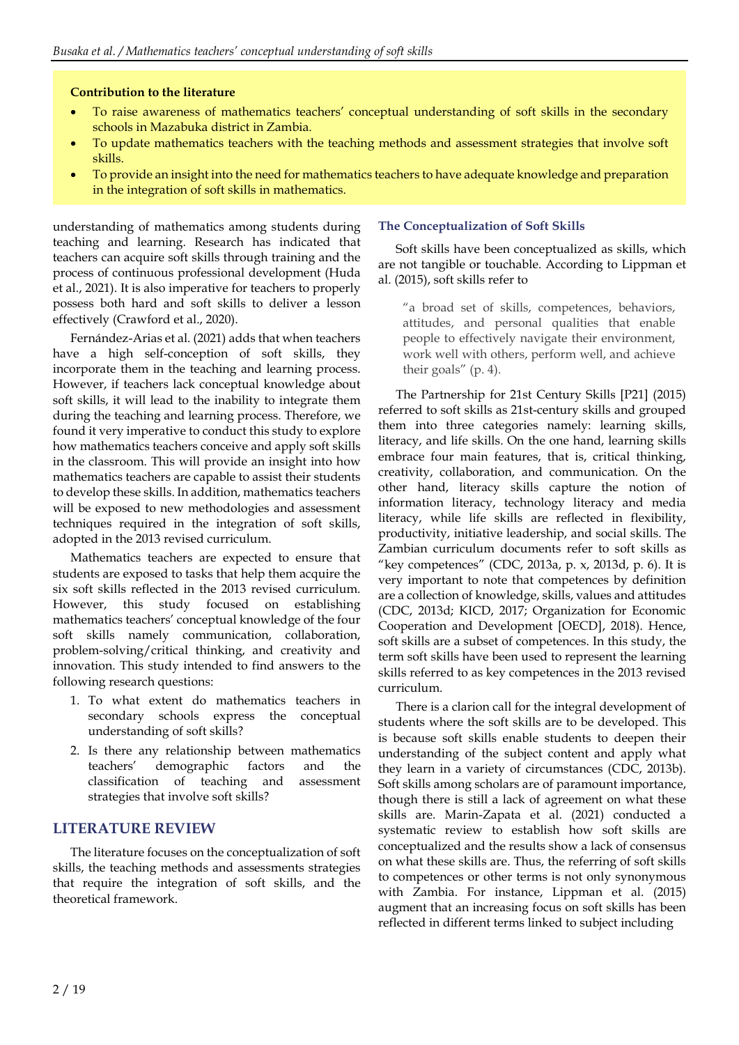**Contribution to the literature**

- To raise awareness of mathematics teachers' conceptual understanding of soft skills in the secondary schools in Mazabuka district in Zambia.
- To update mathematics teachers with the teaching methods and assessment strategies that involve soft skills.
- To provide an insight into the need for mathematics teachers to have adequate knowledge and preparation in the integration of soft skills in mathematics.

understanding of mathematics among students during teaching and learning. Research has indicated that teachers can acquire soft skills through training and the process of continuous professional development (Huda et al., 2021). It is also imperative for teachers to properly possess both hard and soft skills to deliver a lesson effectively (Crawford et al., 2020).

Fernández-Arias et al. (2021) adds that when teachers have a high self-conception of soft skills, they incorporate them in the teaching and learning process. However, if teachers lack conceptual knowledge about soft skills, it will lead to the inability to integrate them during the teaching and learning process. Therefore, we found it very imperative to conduct this study to explore how mathematics teachers conceive and apply soft skills in the classroom. This will provide an insight into how mathematics teachers are capable to assist their students to develop these skills. In addition, mathematics teachers will be exposed to new methodologies and assessment techniques required in the integration of soft skills, adopted in the 2013 revised curriculum.

Mathematics teachers are expected to ensure that students are exposed to tasks that help them acquire the six soft skills reflected in the 2013 revised curriculum. However, this study focused on establishing mathematics teachers' conceptual knowledge of the four soft skills namely communication, collaboration, problem-solving/critical thinking, and creativity and innovation. This study intended to find answers to the following research questions:

1. To what extent do mathematics teachers in secondary schools express the conceptual understanding of soft skills?
2. Is there any relationship between mathematics teachers' demographic factors and the classification of teaching and assessment strategies that involve soft skills?

## LITERATURE REVIEW

The literature focuses on the conceptualization of soft skills, the teaching methods and assessments strategies that require the integration of soft skills, and the theoretical framework.

### The Conceptualization of Soft Skills

Soft skills have been conceptualized as skills, which are not tangible or touchable. According to Lippman et al. (2015), soft skills refer to

> "a broad set of skills, competences, behaviors, attitudes, and personal qualities that enable people to effectively navigate their environment, work well with others, perform well, and achieve their goals" (p. 4).

The Partnership for 21st Century Skills [P21] (2015) referred to soft skills as 21st-century skills and grouped them into three categories namely: learning skills, literacy, and life skills. On the one hand, learning skills embrace four main features, that is, critical thinking, creativity, collaboration, and communication. On the other hand, literacy skills capture the notion of information literacy, technology literacy and media literacy, while life skills are reflected in flexibility, productivity, initiative leadership, and social skills. The Zambian curriculum documents refer to soft skills as "key competences" (CDC, 2013a, p. x, 2013d, p. 6). It is very important to note that competences by definition are a collection of knowledge, skills, values and attitudes (CDC, 2013d; KICD, 2017; Organization for Economic Cooperation and Development [OECD], 2018). Hence, soft skills are a subset of competences. In this study, the term soft skills have been used to represent the learning skills referred to as key competences in the 2013 revised curriculum.

There is a clarion call for the integral development of students where the soft skills are to be developed. This is because soft skills enable students to deepen their understanding of the subject content and apply what they learn in a variety of circumstances (CDC, 2013b). Soft skills among scholars are of paramount importance, though there is still a lack of agreement on what these skills are. Marin-Zapata et al. (2021) conducted a systematic review to establish how soft skills are conceptualized and the results show a lack of consensus on what these skills are. Thus, the referring of soft skills to competences or other terms is not only synonymous with Zambia. For instance, Lippman et al. (2015) augment that an increasing focus on soft skills has been reflected in different terms linked to subject including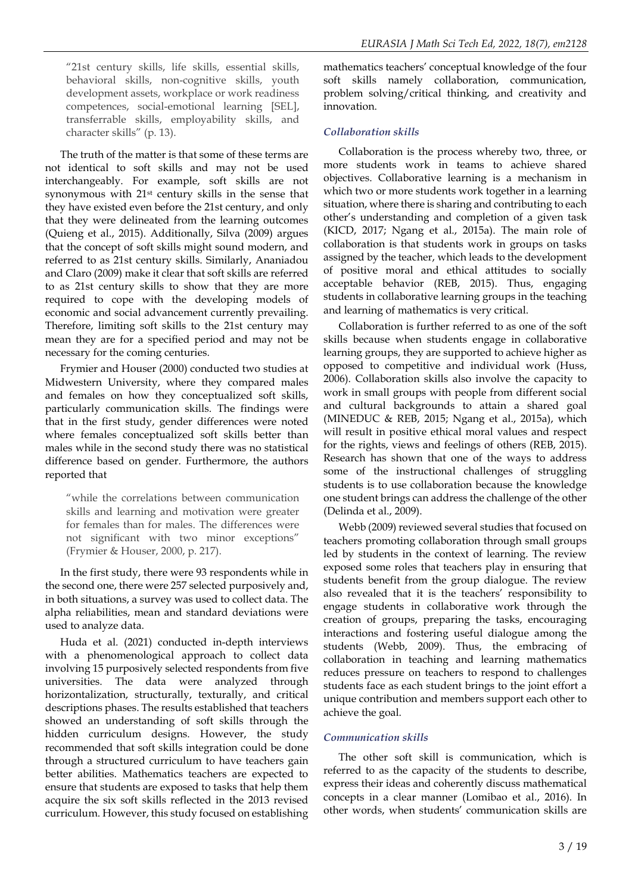"21st century skills, life skills, essential skills, behavioral skills, non-cognitive skills, youth development assets, workplace or work readiness competences, social-emotional learning [SEL], transferrable skills, employability skills, and character skills" (p. 13).

The truth of the matter is that some of these terms are not identical to soft skills and may not be used interchangeably. For example, soft skills are not synonymous with 21st century skills in the sense that they have existed even before the 21st century, and only that they were delineated from the learning outcomes (Quieng et al., 2015). Additionally, Silva (2009) argues that the concept of soft skills might sound modern, and referred to as 21st century skills. Similarly, Ananiadou and Claro (2009) make it clear that soft skills are referred to as 21st century skills to show that they are more required to cope with the developing models of economic and social advancement currently prevailing. Therefore, limiting soft skills to the 21st century may mean they are for a specified period and may not be necessary for the coming centuries.

Frymier and Houser (2000) conducted two studies at Midwestern University, where they compared males and females on how they conceptualized soft skills, particularly communication skills. The findings were that in the first study, gender differences were noted where females conceptualized soft skills better than males while in the second study there was no statistical difference based on gender. Furthermore, the authors reported that

"while the correlations between communication skills and learning and motivation were greater for females than for males. The differences were not significant with two minor exceptions" (Frymier & Houser, 2000, p. 217).

In the first study, there were 93 respondents while in the second one, there were 257 selected purposively and, in both situations, a survey was used to collect data. The alpha reliabilities, mean and standard deviations were used to analyze data.

Huda et al. (2021) conducted in-depth interviews with a phenomenological approach to collect data involving 15 purposively selected respondents from five universities. The data were analyzed through horizontalization, structurally, texturally, and critical descriptions phases. The results established that teachers showed an understanding of soft skills through the hidden curriculum designs. However, the study recommended that soft skills integration could be done through a structured curriculum to have teachers gain better abilities. Mathematics teachers are expected to ensure that students are exposed to tasks that help them acquire the six soft skills reflected in the 2013 revised curriculum. However, this study focused on establishing mathematics teachers' conceptual knowledge of the four soft skills namely collaboration, communication, problem solving/critical thinking, and creativity and innovation.

### *Collaboration skills*

Collaboration is the process whereby two, three, or more students work in teams to achieve shared objectives. Collaborative learning is a mechanism in which two or more students work together in a learning situation, where there is sharing and contributing to each other's understanding and completion of a given task (KICD, 2017; Ngang et al., 2015a). The main role of collaboration is that students work in groups on tasks assigned by the teacher, which leads to the development of positive moral and ethical attitudes to socially acceptable behavior (REB, 2015). Thus, engaging students in collaborative learning groups in the teaching and learning of mathematics is very critical.

Collaboration is further referred to as one of the soft skills because when students engage in collaborative learning groups, they are supported to achieve higher as opposed to competitive and individual work (Huss, 2006). Collaboration skills also involve the capacity to work in small groups with people from different social and cultural backgrounds to attain a shared goal (MINEDUC & REB, 2015; Ngang et al., 2015a), which will result in positive ethical moral values and respect for the rights, views and feelings of others (REB, 2015). Research has shown that one of the ways to address some of the instructional challenges of struggling students is to use collaboration because the knowledge one student brings can address the challenge of the other (Delinda et al., 2009).

Webb (2009) reviewed several studies that focused on teachers promoting collaboration through small groups led by students in the context of learning. The review exposed some roles that teachers play in ensuring that students benefit from the group dialogue. The review also revealed that it is the teachers' responsibility to engage students in collaborative work through the creation of groups, preparing the tasks, encouraging interactions and fostering useful dialogue among the students (Webb, 2009). Thus, the embracing of collaboration in teaching and learning mathematics reduces pressure on teachers to respond to challenges students face as each student brings to the joint effort a unique contribution and members support each other to achieve the goal.

### *Communication skills*

The other soft skill is communication, which is referred to as the capacity of the students to describe, express their ideas and coherently discuss mathematical concepts in a clear manner (Lomibao et al., 2016). In other words, when students' communication skills are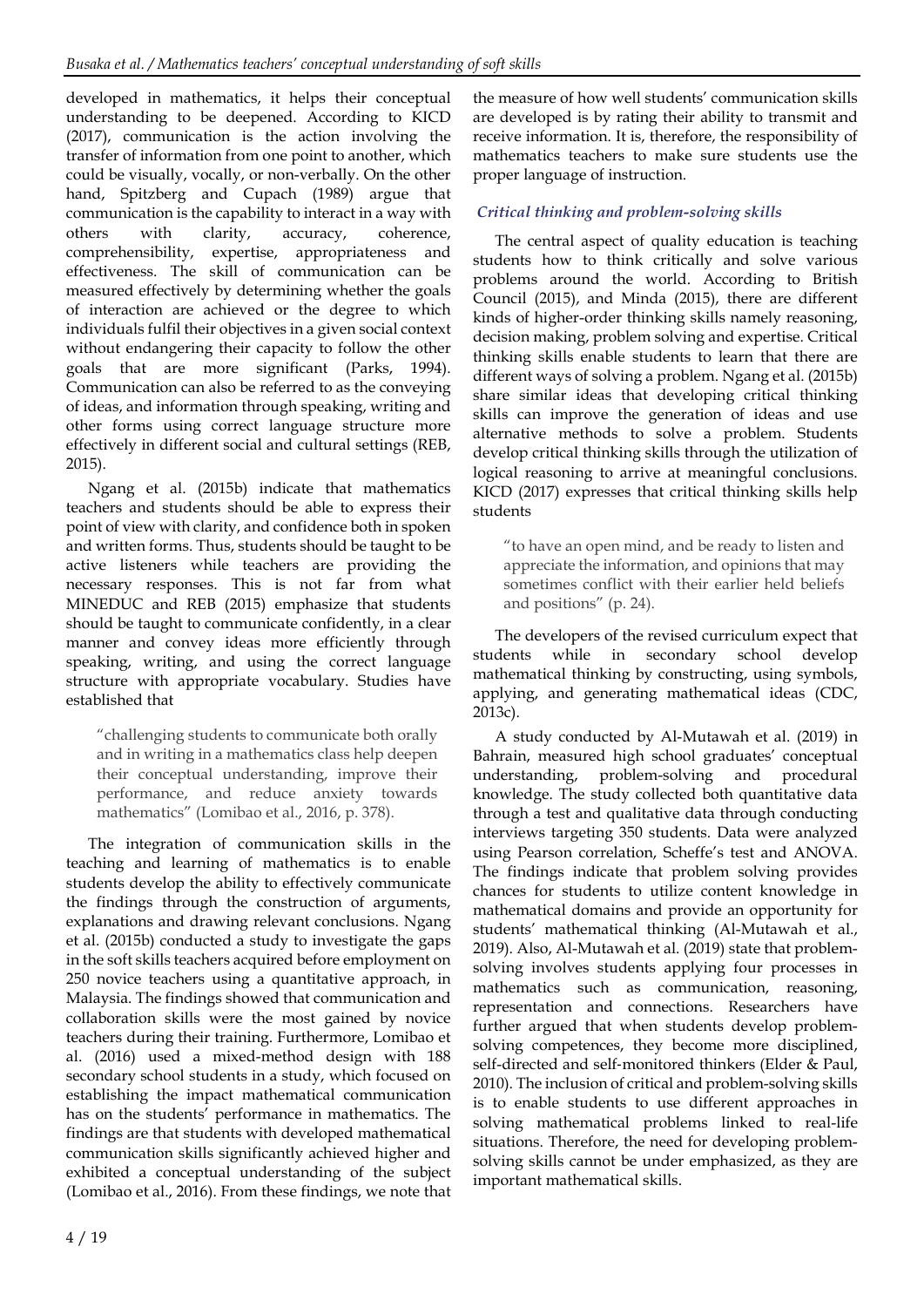developed in mathematics, it helps their conceptual understanding to be deepened. According to KICD (2017), communication is the action involving the transfer of information from one point to another, which could be visually, vocally, or non-verbally. On the other hand, Spitzberg and Cupach (1989) argue that communication is the capability to interact in a way with others with clarity, accuracy, coherence, comprehensibility, expertise, appropriateness and effectiveness. The skill of communication can be measured effectively by determining whether the goals of interaction are achieved or the degree to which individuals fulfil their objectives in a given social context without endangering their capacity to follow the other goals that are more significant (Parks, 1994). Communication can also be referred to as the conveying of ideas, and information through speaking, writing and other forms using correct language structure more effectively in different social and cultural settings (REB, 2015).

Ngang et al. (2015b) indicate that mathematics teachers and students should be able to express their point of view with clarity, and confidence both in spoken and written forms. Thus, students should be taught to be active listeners while teachers are providing the necessary responses. This is not far from what MINEDUC and REB (2015) emphasize that students should be taught to communicate confidently, in a clear manner and convey ideas more efficiently through speaking, writing, and using the correct language structure with appropriate vocabulary. Studies have established that

> "challenging students to communicate both orally and in writing in a mathematics class help deepen their conceptual understanding, improve their performance, and reduce anxiety towards mathematics" (Lomibao et al., 2016, p. 378).

The integration of communication skills in the teaching and learning of mathematics is to enable students develop the ability to effectively communicate the findings through the construction of arguments, explanations and drawing relevant conclusions. Ngang et al. (2015b) conducted a study to investigate the gaps in the soft skills teachers acquired before employment on 250 novice teachers using a quantitative approach, in Malaysia. The findings showed that communication and collaboration skills were the most gained by novice teachers during their training. Furthermore, Lomibao et al. (2016) used a mixed-method design with 188 secondary school students in a study, which focused on establishing the impact mathematical communication has on the students' performance in mathematics. The findings are that students with developed mathematical communication skills significantly achieved higher and exhibited a conceptual understanding of the subject (Lomibao et al., 2016). From these findings, we note that the measure of how well students' communication skills are developed is by rating their ability to transmit and receive information. It is, therefore, the responsibility of mathematics teachers to make sure students use the proper language of instruction.

### *Critical thinking and problem-solving skills*

The central aspect of quality education is teaching students how to think critically and solve various problems around the world. According to British Council (2015), and Minda (2015), there are different kinds of higher-order thinking skills namely reasoning, decision making, problem solving and expertise. Critical thinking skills enable students to learn that there are different ways of solving a problem. Ngang et al. (2015b) share similar ideas that developing critical thinking skills can improve the generation of ideas and use alternative methods to solve a problem. Students develop critical thinking skills through the utilization of logical reasoning to arrive at meaningful conclusions. KICD (2017) expresses that critical thinking skills help students

> "to have an open mind, and be ready to listen and appreciate the information, and opinions that may sometimes conflict with their earlier held beliefs and positions" (p. 24).

The developers of the revised curriculum expect that students while in secondary school develop mathematical thinking by constructing, using symbols, applying, and generating mathematical ideas (CDC, 2013c).

A study conducted by Al-Mutawah et al. (2019) in Bahrain, measured high school graduates' conceptual understanding, problem-solving and procedural knowledge. The study collected both quantitative data through a test and qualitative data through conducting interviews targeting 350 students. Data were analyzed using Pearson correlation, Scheffe's test and ANOVA. The findings indicate that problem solving provides chances for students to utilize content knowledge in mathematical domains and provide an opportunity for students' mathematical thinking (Al-Mutawah et al., 2019). Also, Al-Mutawah et al. (2019) state that problem-solving involves students applying four processes in mathematics such as communication, reasoning, representation and connections. Researchers have further argued that when students develop problem-solving competences, they become more disciplined, self-directed and self-monitored thinkers (Elder & Paul, 2010). The inclusion of critical and problem-solving skills is to enable students to use different approaches in solving mathematical problems linked to real-life situations. Therefore, the need for developing problem-solving skills cannot be under emphasized, as they are important mathematical skills.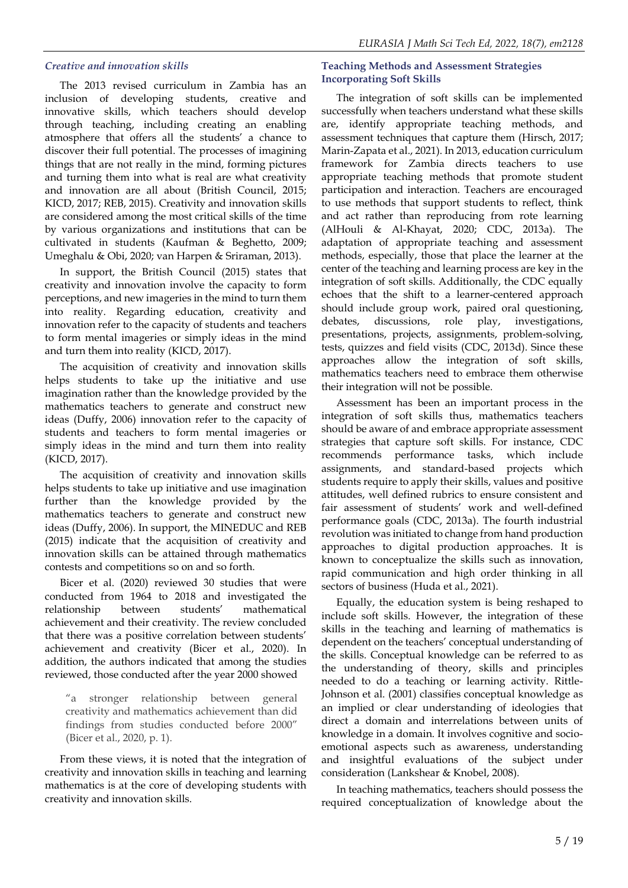### *Creative and innovation skills*

The 2013 revised curriculum in Zambia has an inclusion of developing students, creative and innovative skills, which teachers should develop through teaching, including creating an enabling atmosphere that offers all the students' a chance to discover their full potential. The processes of imagining things that are not really in the mind, forming pictures and turning them into what is real are what creativity and innovation are all about (British Council, 2015; KICD, 2017; REB, 2015). Creativity and innovation skills are considered among the most critical skills of the time by various organizations and institutions that can be cultivated in students (Kaufman & Beghetto, 2009; Umeghalu & Obi, 2020; van Harpen & Sriraman, 2013).

In support, the British Council (2015) states that creativity and innovation involve the capacity to form perceptions, and new imageries in the mind to turn them into reality. Regarding education, creativity and innovation refer to the capacity of students and teachers to form mental imageries or simply ideas in the mind and turn them into reality (KICD, 2017).

The acquisition of creativity and innovation skills helps students to take up the initiative and use imagination rather than the knowledge provided by the mathematics teachers to generate and construct new ideas (Duffy, 2006) innovation refer to the capacity of students and teachers to form mental imageries or simply ideas in the mind and turn them into reality (KICD, 2017).

The acquisition of creativity and innovation skills helps students to take up initiative and use imagination further than the knowledge provided by the mathematics teachers to generate and construct new ideas (Duffy, 2006). In support, the MINEDUC and REB (2015) indicate that the acquisition of creativity and innovation skills can be attained through mathematics contests and competitions so on and so forth.

Bicer et al. (2020) reviewed 30 studies that were conducted from 1964 to 2018 and investigated the relationship between students' mathematical achievement and their creativity. The review concluded that there was a positive correlation between students' achievement and creativity (Bicer et al., 2020). In addition, the authors indicated that among the studies reviewed, those conducted after the year 2000 showed

> "a stronger relationship between general creativity and mathematics achievement than did findings from studies conducted before 2000" (Bicer et al., 2020, p. 1).

From these views, it is noted that the integration of creativity and innovation skills in teaching and learning mathematics is at the core of developing students with creativity and innovation skills.

## Teaching Methods and Assessment Strategies Incorporating Soft Skills

The integration of soft skills can be implemented successfully when teachers understand what these skills are, identify appropriate teaching methods, and assessment techniques that capture them (Hirsch, 2017; Marin-Zapata et al., 2021). In 2013, education curriculum framework for Zambia directs teachers to use appropriate teaching methods that promote student participation and interaction. Teachers are encouraged to use methods that support students to reflect, think and act rather than reproducing from rote learning (AlHouli & Al-Khayat, 2020; CDC, 2013a). The adaptation of appropriate teaching and assessment methods, especially, those that place the learner at the center of the teaching and learning process are key in the integration of soft skills. Additionally, the CDC equally echoes that the shift to a learner-centered approach should include group work, paired oral questioning, debates, discussions, role play, investigations, presentations, projects, assignments, problem-solving, tests, quizzes and field visits (CDC, 2013d). Since these approaches allow the integration of soft skills, mathematics teachers need to embrace them otherwise their integration will not be possible.

Assessment has been an important process in the integration of soft skills thus, mathematics teachers should be aware of and embrace appropriate assessment strategies that capture soft skills. For instance, CDC recommends performance tasks, which include assignments, and standard-based projects which students require to apply their skills, values and positive attitudes, well defined rubrics to ensure consistent and fair assessment of students' work and well-defined performance goals (CDC, 2013a). The fourth industrial revolution was initiated to change from hand production approaches to digital production approaches. It is known to conceptualize the skills such as innovation, rapid communication and high order thinking in all sectors of business (Huda et al., 2021).

Equally, the education system is being reshaped to include soft skills. However, the integration of these skills in the teaching and learning of mathematics is dependent on the teachers' conceptual understanding of the skills. Conceptual knowledge can be referred to as the understanding of theory, skills and principles needed to do a teaching or learning activity. Rittle-Johnson et al. (2001) classifies conceptual knowledge as an implied or clear understanding of ideologies that direct a domain and interrelations between units of knowledge in a domain. It involves cognitive and socio-emotional aspects such as awareness, understanding and insightful evaluations of the subject under consideration (Lankshear & Knobel, 2008).

In teaching mathematics, teachers should possess the required conceptualization of knowledge about the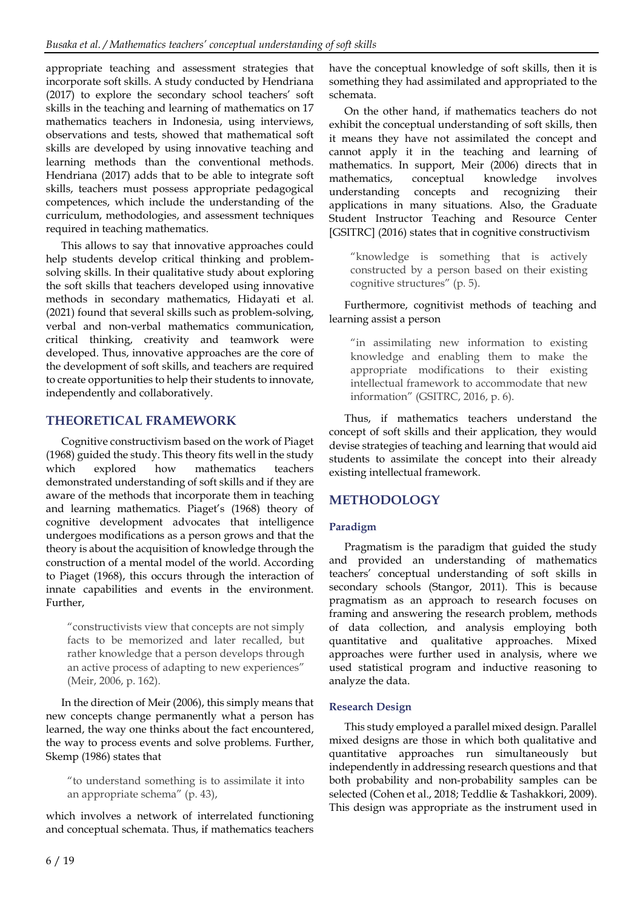appropriate teaching and assessment strategies that incorporate soft skills. A study conducted by Hendriana (2017) to explore the secondary school teachers' soft skills in the teaching and learning of mathematics on 17 mathematics teachers in Indonesia, using interviews, observations and tests, showed that mathematical soft skills are developed by using innovative teaching and learning methods than the conventional methods. Hendriana (2017) adds that to be able to integrate soft skills, teachers must possess appropriate pedagogical competences, which include the understanding of the curriculum, methodologies, and assessment techniques required in teaching mathematics.

This allows to say that innovative approaches could help students develop critical thinking and problem-solving skills. In their qualitative study about exploring the soft skills that teachers developed using innovative methods in secondary mathematics, Hidayati et al. (2021) found that several skills such as problem-solving, verbal and non-verbal mathematics communication, critical thinking, creativity and teamwork were developed. Thus, innovative approaches are the core of the development of soft skills, and teachers are required to create opportunities to help their students to innovate, independently and collaboratively.

## THEORETICAL FRAMEWORK

Cognitive constructivism based on the work of Piaget (1968) guided the study. This theory fits well in the study which explored how mathematics teachers demonstrated understanding of soft skills and if they are aware of the methods that incorporate them in teaching and learning mathematics. Piaget's (1968) theory of cognitive development advocates that intelligence undergoes modifications as a person grows and that the theory is about the acquisition of knowledge through the construction of a mental model of the world. According to Piaget (1968), this occurs through the interaction of innate capabilities and events in the environment. Further,

> "constructivists view that concepts are not simply facts to be memorized and later recalled, but rather knowledge that a person develops through an active process of adapting to new experiences" (Meir, 2006, p. 162).

In the direction of Meir (2006), this simply means that new concepts change permanently what a person has learned, the way one thinks about the fact encountered, the way to process events and solve problems. Further, Skemp (1986) states that

> "to understand something is to assimilate it into an appropriate schema" (p. 43),

which involves a network of interrelated functioning and conceptual schemata. Thus, if mathematics teachers have the conceptual knowledge of soft skills, then it is something they had assimilated and appropriated to the schemata.

On the other hand, if mathematics teachers do not exhibit the conceptual understanding of soft skills, then it means they have not assimilated the concept and cannot apply it in the teaching and learning of mathematics. In support, Meir (2006) directs that in mathematics, conceptual knowledge involves understanding concepts and recognizing their applications in many situations. Also, the Graduate Student Instructor Teaching and Resource Center [GSITRC] (2016) states that in cognitive constructivism

> "knowledge is something that is actively constructed by a person based on their existing cognitive structures" (p. 5).

Furthermore, cognitivist methods of teaching and learning assist a person

> "in assimilating new information to existing knowledge and enabling them to make the appropriate modifications to their existing intellectual framework to accommodate that new information" (GSITRC, 2016, p. 6).

Thus, if mathematics teachers understand the concept of soft skills and their application, they would devise strategies of teaching and learning that would aid students to assimilate the concept into their already existing intellectual framework.

## METHODOLOGY

### Paradigm

Pragmatism is the paradigm that guided the study and provided an understanding of mathematics teachers' conceptual understanding of soft skills in secondary schools (Stangor, 2011). This is because pragmatism as an approach to research focuses on framing and answering the research problem, methods of data collection, and analysis employing both quantitative and qualitative approaches. Mixed approaches were further used in analysis, where we used statistical program and inductive reasoning to analyze the data.

### Research Design

This study employed a parallel mixed design. Parallel mixed designs are those in which both qualitative and quantitative approaches run simultaneously but independently in addressing research questions and that both probability and non-probability samples can be selected (Cohen et al., 2018; Teddlie & Tashakkori, 2009). This design was appropriate as the instrument used in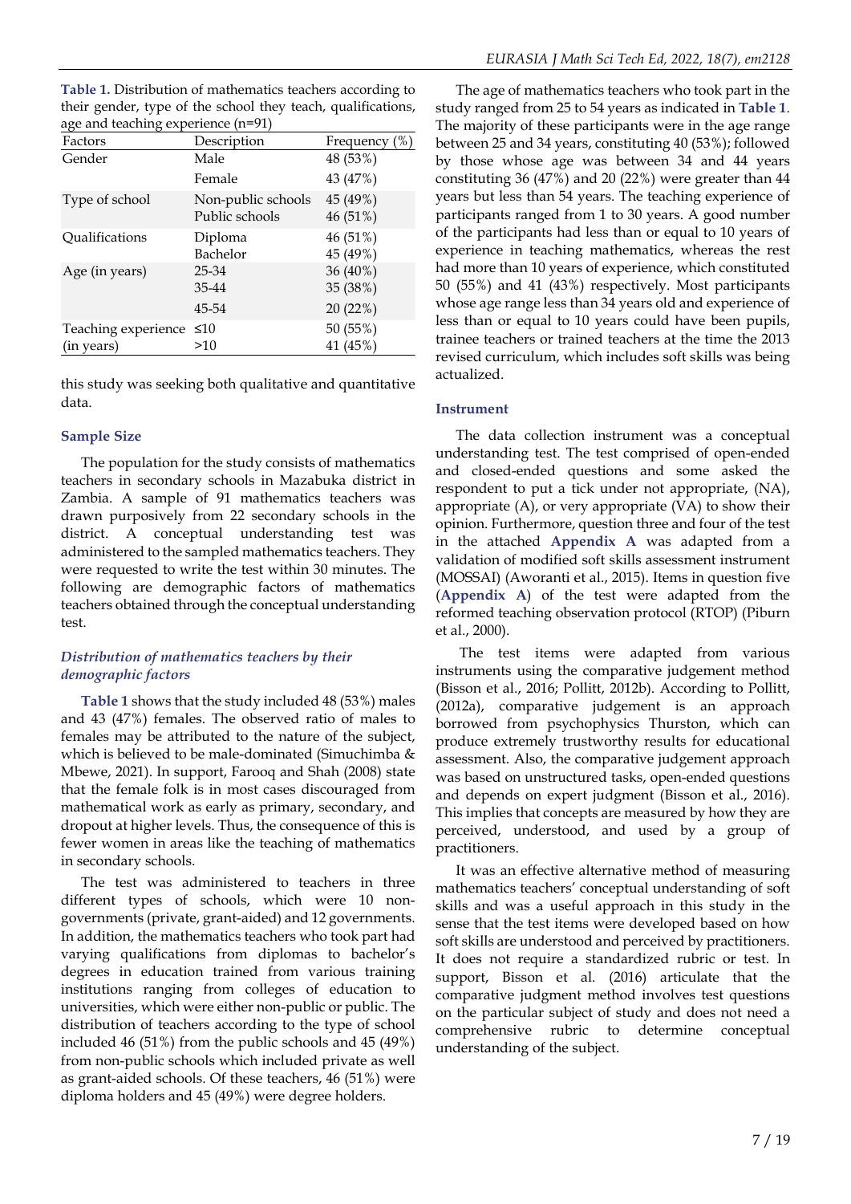**Table 1.** Distribution of mathematics teachers according to their gender, type of the school they teach, qualifications, age and teaching experience (n=91)

| Factors | Description | Frequency (%) |
|---|---|---|
| Gender | Male | 48 (53%) |
| | Female | 43 (47%) |
| Type of school | Non-public schools | 45 (49%) |
| | Public schools | 46 (51%) |
| Qualifications | Diploma | 46 (51%) |
| | Bachelor | 45 (49%) |
| Age (in years) | 25-34 | 36 (40%) |
| | 35-44 | 35 (38%) |
| | 45-54 | 20 (22%) |
| Teaching experience (in years) | ≤10 | 50 (55%) |
| | >10 | 41 (45%) |

this study was seeking both qualitative and quantitative data.

### Sample Size

The population for the study consists of mathematics teachers in secondary schools in Mazabuka district in Zambia. A sample of 91 mathematics teachers was drawn purposively from 22 secondary schools in the district. A conceptual understanding test was administered to the sampled mathematics teachers. They were requested to write the test within 30 minutes. The following are demographic factors of mathematics teachers obtained through the conceptual understanding test.

#### *Distribution of mathematics teachers by their demographic factors*

**Table 1** shows that the study included 48 (53%) males and 43 (47%) females. The observed ratio of males to females may be attributed to the nature of the subject, which is believed to be male-dominated (Simuchimba & Mbewe, 2021). In support, Farooq and Shah (2008) state that the female folk is in most cases discouraged from mathematical work as early as primary, secondary, and dropout at higher levels. Thus, the consequence of this is fewer women in areas like the teaching of mathematics in secondary schools.

The test was administered to teachers in three different types of schools, which were 10 non-governments (private, grant-aided) and 12 governments. In addition, the mathematics teachers who took part had varying qualifications from diplomas to bachelor's degrees in education trained from various training institutions ranging from colleges of education to universities, which were either non-public or public. The distribution of teachers according to the type of school included 46 (51%) from the public schools and 45 (49%) from non-public schools which included private as well as grant-aided schools. Of these teachers, 46 (51%) were diploma holders and 45 (49%) were degree holders.

The age of mathematics teachers who took part in the study ranged from 25 to 54 years as indicated in **Table 1**. The majority of these participants were in the age range between 25 and 34 years, constituting 40 (53%); followed by those whose age was between 34 and 44 years constituting 36 (47%) and 20 (22%) were greater than 44 years but less than 54 years. The teaching experience of participants ranged from 1 to 30 years. A good number of the participants had less than or equal to 10 years of experience in teaching mathematics, whereas the rest had more than 10 years of experience, which constituted 50 (55%) and 41 (43%) respectively. Most participants whose age range less than 34 years old and experience of less than or equal to 10 years could have been pupils, trainee teachers or trained teachers at the time the 2013 revised curriculum, which includes soft skills was being actualized.

### Instrument

The data collection instrument was a conceptual understanding test. The test comprised of open-ended and closed-ended questions and some asked the respondent to put a tick under not appropriate, (NA), appropriate (A), or very appropriate (VA) to show their opinion. Furthermore, question three and four of the test in the attached **Appendix A** was adapted from a validation of modified soft skills assessment instrument (MOSSAI) (Aworanti et al., 2015). Items in question five (**Appendix A**) of the test were adapted from the reformed teaching observation protocol (RTOP) (Piburn et al., 2000).

The test items were adapted from various instruments using the comparative judgement method (Bisson et al., 2016; Pollitt, 2012b). According to Pollitt, (2012a), comparative judgement is an approach borrowed from psychophysics Thurston, which can produce extremely trustworthy results for educational assessment. Also, the comparative judgement approach was based on unstructured tasks, open-ended questions and depends on expert judgment (Bisson et al., 2016). This implies that concepts are measured by how they are perceived, understood, and used by a group of practitioners.

It was an effective alternative method of measuring mathematics teachers' conceptual understanding of soft skills and was a useful approach in this study in the sense that the test items were developed based on how soft skills are understood and perceived by practitioners. It does not require a standardized rubric or test. In support, Bisson et al. (2016) articulate that the comparative judgment method involves test questions on the particular subject of study and does not need a comprehensive rubric to determine conceptual understanding of the subject.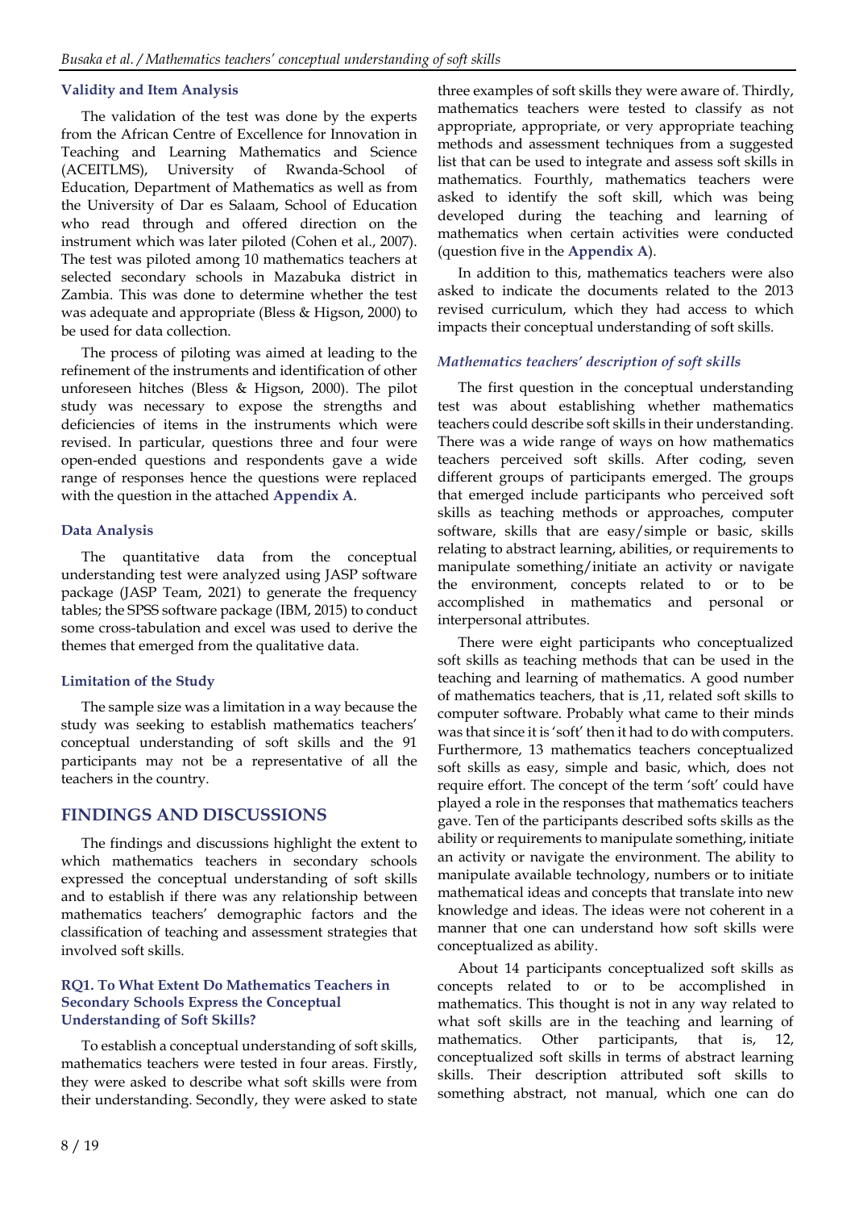### Validity and Item Analysis

The validation of the test was done by the experts from the African Centre of Excellence for Innovation in Teaching and Learning Mathematics and Science (ACEITLMS), University of Rwanda-School of Education, Department of Mathematics as well as from the University of Dar es Salaam, School of Education who read through and offered direction on the instrument which was later piloted (Cohen et al., 2007). The test was piloted among 10 mathematics teachers at selected secondary schools in Mazabuka district in Zambia. This was done to determine whether the test was adequate and appropriate (Bless & Higson, 2000) to be used for data collection.

The process of piloting was aimed at leading to the refinement of the instruments and identification of other unforeseen hitches (Bless & Higson, 2000). The pilot study was necessary to expose the strengths and deficiencies of items in the instruments which were revised. In particular, questions three and four were open-ended questions and respondents gave a wide range of responses hence the questions were replaced with the question in the attached **Appendix A**.

### Data Analysis

The quantitative data from the conceptual understanding test were analyzed using JASP software package (JASP Team, 2021) to generate the frequency tables; the SPSS software package (IBM, 2015) to conduct some cross-tabulation and excel was used to derive the themes that emerged from the qualitative data.

### Limitation of the Study

The sample size was a limitation in a way because the study was seeking to establish mathematics teachers' conceptual understanding of soft skills and the 91 participants may not be a representative of all the teachers in the country.

## FINDINGS AND DISCUSSIONS

The findings and discussions highlight the extent to which mathematics teachers in secondary schools expressed the conceptual understanding of soft skills and to establish if there was any relationship between mathematics teachers' demographic factors and the classification of teaching and assessment strategies that involved soft skills.

### RQ1. To What Extent Do Mathematics Teachers in Secondary Schools Express the Conceptual Understanding of Soft Skills?

To establish a conceptual understanding of soft skills, mathematics teachers were tested in four areas. Firstly, they were asked to describe what soft skills were from their understanding. Secondly, they were asked to state three examples of soft skills they were aware of. Thirdly, mathematics teachers were tested to classify as not appropriate, appropriate, or very appropriate teaching methods and assessment techniques from a suggested list that can be used to integrate and assess soft skills in mathematics. Fourthly, mathematics teachers were asked to identify the soft skill, which was being developed during the teaching and learning of mathematics when certain activities were conducted (question five in the **Appendix A**).

In addition to this, mathematics teachers were also asked to indicate the documents related to the 2013 revised curriculum, which they had access to which impacts their conceptual understanding of soft skills.

#### *Mathematics teachers' description of soft skills*

The first question in the conceptual understanding test was about establishing whether mathematics teachers could describe soft skills in their understanding. There was a wide range of ways on how mathematics teachers perceived soft skills. After coding, seven different groups of participants emerged. The groups that emerged include participants who perceived soft skills as teaching methods or approaches, computer software, skills that are easy/simple or basic, skills relating to abstract learning, abilities, or requirements to manipulate something/initiate an activity or navigate the environment, concepts related to or to be accomplished in mathematics and personal or interpersonal attributes.

There were eight participants who conceptualized soft skills as teaching methods that can be used in the teaching and learning of mathematics. A good number of mathematics teachers, that is ,11, related soft skills to computer software. Probably what came to their minds was that since it is 'soft' then it had to do with computers. Furthermore, 13 mathematics teachers conceptualized soft skills as easy, simple and basic, which, does not require effort. The concept of the term 'soft' could have played a role in the responses that mathematics teachers gave. Ten of the participants described softs skills as the ability or requirements to manipulate something, initiate an activity or navigate the environment. The ability to manipulate available technology, numbers or to initiate mathematical ideas and concepts that translate into new knowledge and ideas. The ideas were not coherent in a manner that one can understand how soft skills were conceptualized as ability.

About 14 participants conceptualized soft skills as concepts related to or to be accomplished in mathematics. This thought is not in any way related to what soft skills are in the teaching and learning of mathematics. Other participants, that is, 12, conceptualized soft skills in terms of abstract learning skills. Their description attributed soft skills to something abstract, not manual, which one can do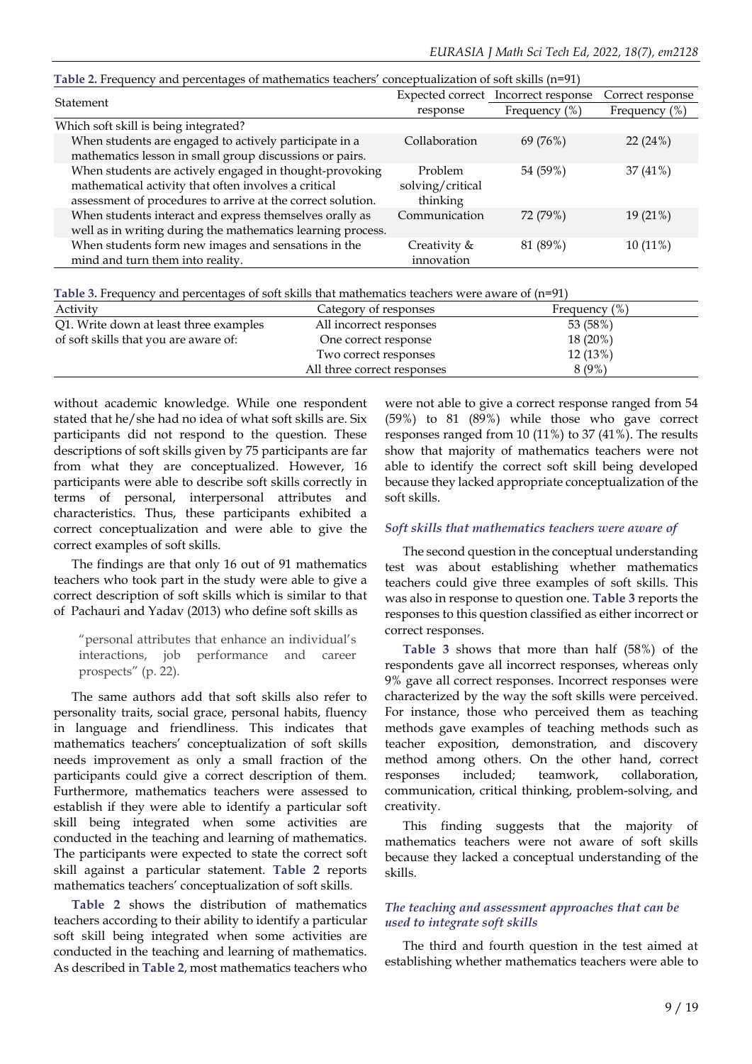**Table 2.** Frequency and percentages of mathematics teachers' conceptualization of soft skills (n=91)

| Statement | Expected correct response | Incorrect response Frequency (%) | Correct response Frequency (%) |
|---|---|---|---|
| Which soft skill is being integrated? | | | |
| When students are engaged to actively participate in a mathematics lesson in small group discussions or pairs. | Collaboration | 69 (76%) | 22 (24%) |
| When students are actively engaged in thought-provoking mathematical activity that often involves a critical assessment of procedures to arrive at the correct solution. | Problem solving/critical thinking | 54 (59%) | 37 (41%) |
| When students interact and express themselves orally as well as in writing during the mathematics learning process. | Communication | 72 (79%) | 19 (21%) |
| When students form new images and sensations in the mind and turn them into reality. | Creativity & innovation | 81 (89%) | 10 (11%) |

**Table 3.** Frequency and percentages of soft skills that mathematics teachers were aware of (n=91)

| Activity | Category of responses | Frequency (%) |
|---|---|---|
| Q1. Write down at least three examples of soft skills that you are aware of: | All incorrect responses | 53 (58%) |
| | One correct response | 18 (20%) |
| | Two correct responses | 12 (13%) |
| | All three correct responses | 8 (9%) |

without academic knowledge. While one respondent stated that he/she had no idea of what soft skills are. Six participants did not respond to the question. These descriptions of soft skills given by 75 participants are far from what they are conceptualized. However, 16 participants were able to describe soft skills correctly in terms of personal, interpersonal attributes and characteristics. Thus, these participants exhibited a correct conceptualization and were able to give the correct examples of soft skills.

The findings are that only 16 out of 91 mathematics teachers who took part in the study were able to give a correct description of soft skills which is similar to that of Pachauri and Yadav (2013) who define soft skills as

> "personal attributes that enhance an individual's interactions, job performance and career prospects" (p. 22).

The same authors add that soft skills also refer to personality traits, social grace, personal habits, fluency in language and friendliness. This indicates that mathematics teachers' conceptualization of soft skills needs improvement as only a small fraction of the participants could give a correct description of them. Furthermore, mathematics teachers were assessed to establish if they were able to identify a particular soft skill being integrated when some activities are conducted in the teaching and learning of mathematics. The participants were expected to state the correct soft skill against a particular statement. **Table 2** reports mathematics teachers' conceptualization of soft skills.

**Table 2** shows the distribution of mathematics teachers according to their ability to identify a particular soft skill being integrated when some activities are conducted in the teaching and learning of mathematics. As described in **Table 2**, most mathematics teachers who were not able to give a correct response ranged from 54 (59%) to 81 (89%) while those who gave correct responses ranged from 10 (11%) to 37 (41%). The results show that majority of mathematics teachers were not able to identify the correct soft skill being developed because they lacked appropriate conceptualization of the soft skills.

### *Soft skills that mathematics teachers were aware of*

The second question in the conceptual understanding test was about establishing whether mathematics teachers could give three examples of soft skills. This was also in response to question one. **Table 3** reports the responses to this question classified as either incorrect or correct responses.

**Table 3** shows that more than half (58%) of the respondents gave all incorrect responses, whereas only 9% gave all correct responses. Incorrect responses were characterized by the way the soft skills were perceived. For instance, those who perceived them as teaching methods gave examples of teaching methods such as teacher exposition, demonstration, and discovery method among others. On the other hand, correct responses included; teamwork, collaboration, communication, critical thinking, problem-solving, and creativity.

This finding suggests that the majority of mathematics teachers were not aware of soft skills because they lacked a conceptual understanding of the skills.

### *The teaching and assessment approaches that can be used to integrate soft skills*

The third and fourth question in the test aimed at establishing whether mathematics teachers were able to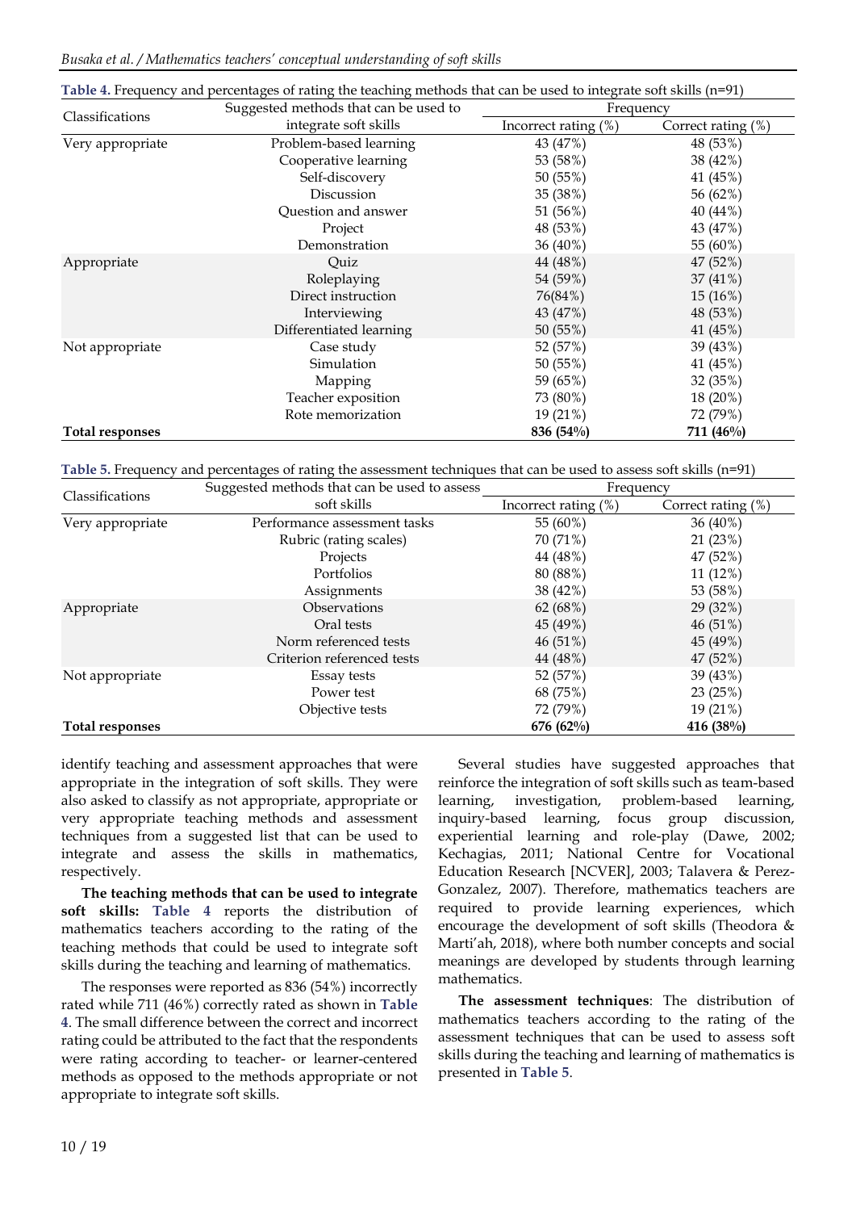**Table 4.** Frequency and percentages of rating the teaching methods that can be used to integrate soft skills (n=91)

| Classifications | Suggested methods that can be used to integrate soft skills | Frequency | |
|---|---|---|---|
| | | Incorrect rating (%) | Correct rating (%) |
| Very appropriate | Problem-based learning | 43 (47%) | 48 (53%) |
| | Cooperative learning | 53 (58%) | 38 (42%) |
| | Self-discovery | 50 (55%) | 41 (45%) |
| | Discussion | 35 (38%) | 56 (62%) |
| | Question and answer | 51 (56%) | 40 (44%) |
| | Project | 48 (53%) | 43 (47%) |
| | Demonstration | 36 (40%) | 55 (60%) |
| Appropriate | Quiz | 44 (48%) | 47 (52%) |
| | Roleplaying | 54 (59%) | 37 (41%) |
| | Direct instruction | 76(84%) | 15 (16%) |
| | Interviewing | 43 (47%) | 48 (53%) |
| | Differentiated learning | 50 (55%) | 41 (45%) |
| Not appropriate | Case study | 52 (57%) | 39 (43%) |
| | Simulation | 50 (55%) | 41 (45%) |
| | Mapping | 59 (65%) | 32 (35%) |
| | Teacher exposition | 73 (80%) | 18 (20%) |
| | Rote memorization | 19 (21%) | 72 (79%) |
| **Total responses** | | **836 (54%)** | **711 (46%)** |

**Table 5.** Frequency and percentages of rating the assessment techniques that can be used to assess soft skills (n=91)

| Classifications | Suggested methods that can be used to assess soft skills | Frequency | |
|---|---|---|---|
| | | Incorrect rating (%) | Correct rating (%) |
| Very appropriate | Performance assessment tasks | 55 (60%) | 36 (40%) |
| | Rubric (rating scales) | 70 (71%) | 21 (23%) |
| | Projects | 44 (48%) | 47 (52%) |
| | Portfolios | 80 (88%) | 11 (12%) |
| | Assignments | 38 (42%) | 53 (58%) |
| Appropriate | Observations | 62 (68%) | 29 (32%) |
| | Oral tests | 45 (49%) | 46 (51%) |
| | Norm referenced tests | 46 (51%) | 45 (49%) |
| | Criterion referenced tests | 44 (48%) | 47 (52%) |
| Not appropriate | Essay tests | 52 (57%) | 39 (43%) |
| | Power test | 68 (75%) | 23 (25%) |
| | Objective tests | 72 (79%) | 19 (21%) |
| **Total responses** | | **676 (62%)** | **416 (38%)** |

identify teaching and assessment approaches that were appropriate in the integration of soft skills. They were also asked to classify as not appropriate, appropriate or very appropriate teaching methods and assessment techniques from a suggested list that can be used to integrate and assess the skills in mathematics, respectively.

**The teaching methods that can be used to integrate soft skills:** **Table 4** reports the distribution of mathematics teachers according to the rating of the teaching methods that could be used to integrate soft skills during the teaching and learning of mathematics.

The responses were reported as 836 (54%) incorrectly rated while 711 (46%) correctly rated as shown in **Table 4**. The small difference between the correct and incorrect rating could be attributed to the fact that the respondents were rating according to teacher- or learner-centered methods as opposed to the methods appropriate or not appropriate to integrate soft skills.

Several studies have suggested approaches that reinforce the integration of soft skills such as team-based learning, investigation, problem-based learning, inquiry-based learning, focus group discussion, experiential learning and role-play (Dawe, 2002; Kechagias, 2011; National Centre for Vocational Education Research [NCVER], 2003; Talavera & Perez-Gonzalez, 2007). Therefore, mathematics teachers are required to provide learning experiences, which encourage the development of soft skills (Theodora & Marti'ah, 2018), where both number concepts and social meanings are developed by students through learning mathematics.

**The assessment techniques**: The distribution of mathematics teachers according to the rating of the assessment techniques that can be used to assess soft skills during the teaching and learning of mathematics is presented in **Table 5**.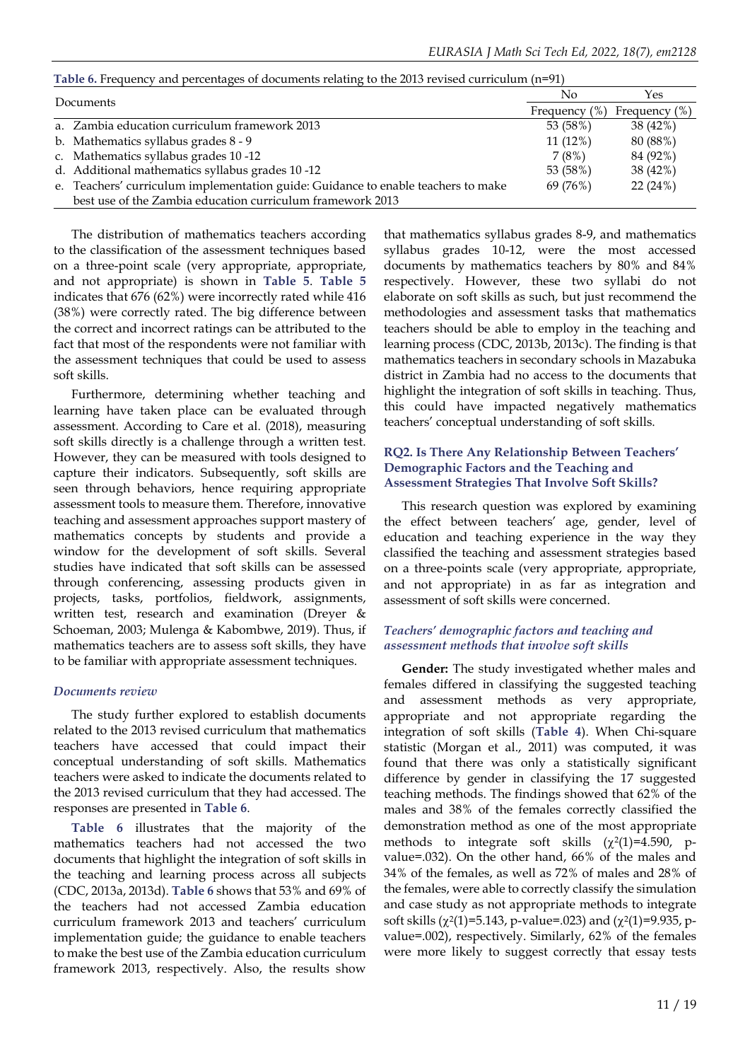**Table 6.** Frequency and percentages of documents relating to the 2013 revised curriculum (n=91)

| Documents | No | Yes |
|---|---|---|
| | Frequency (%) | Frequency (%) |
| a. Zambia education curriculum framework 2013 | 53 (58%) | 38 (42%) |
| b. Mathematics syllabus grades 8 - 9 | 11 (12%) | 80 (88%) |
| c. Mathematics syllabus grades 10 -12 | 7 (8%) | 84 (92%) |
| d. Additional mathematics syllabus grades 10 -12 | 53 (58%) | 38 (42%) |
| e. Teachers' curriculum implementation guide: Guidance to enable teachers to make best use of the Zambia education curriculum framework 2013 | 69 (76%) | 22 (24%) |

The distribution of mathematics teachers according to the classification of the assessment techniques based on a three-point scale (very appropriate, appropriate, and not appropriate) is shown in **Table 5**. **Table 5** indicates that 676 (62%) were incorrectly rated while 416 (38%) were correctly rated. The big difference between the correct and incorrect ratings can be attributed to the fact that most of the respondents were not familiar with the assessment techniques that could be used to assess soft skills.

Furthermore, determining whether teaching and learning have taken place can be evaluated through assessment. According to Care et al. (2018), measuring soft skills directly is a challenge through a written test. However, they can be measured with tools designed to capture their indicators. Subsequently, soft skills are seen through behaviors, hence requiring appropriate assessment tools to measure them. Therefore, innovative teaching and assessment approaches support mastery of mathematics concepts by students and provide a window for the development of soft skills. Several studies have indicated that soft skills can be assessed through conferencing, assessing products given in projects, tasks, portfolios, fieldwork, assignments, written test, research and examination (Dreyer & Schoeman, 2003; Mulenga & Kabombwe, 2019). Thus, if mathematics teachers are to assess soft skills, they have to be familiar with appropriate assessment techniques.

### *Documents review*

The study further explored to establish documents related to the 2013 revised curriculum that mathematics teachers have accessed that could impact their conceptual understanding of soft skills. Mathematics teachers were asked to indicate the documents related to the 2013 revised curriculum that they had accessed. The responses are presented in **Table 6**.

**Table 6** illustrates that the majority of the mathematics teachers had not accessed the two documents that highlight the integration of soft skills in the teaching and learning process across all subjects (CDC, 2013a, 2013d). **Table 6** shows that 53% and 69% of the teachers had not accessed Zambia education curriculum framework 2013 and teachers' curriculum implementation guide; the guidance to enable teachers to make the best use of the Zambia education curriculum framework 2013, respectively. Also, the results show that mathematics syllabus grades 8-9, and mathematics syllabus grades 10-12, were the most accessed documents by mathematics teachers by 80% and 84% respectively. However, these two syllabi do not elaborate on soft skills as such, but just recommend the methodologies and assessment tasks that mathematics teachers should be able to employ in the teaching and learning process (CDC, 2013b, 2013c). The finding is that mathematics teachers in secondary schools in Mazabuka district in Zambia had no access to the documents that highlight the integration of soft skills in teaching. Thus, this could have impacted negatively mathematics teachers' conceptual understanding of soft skills.

### RQ2. Is There Any Relationship Between Teachers' Demographic Factors and the Teaching and Assessment Strategies That Involve Soft Skills?

This research question was explored by examining the effect between teachers' age, gender, level of education and teaching experience in the way they classified the teaching and assessment strategies based on a three-points scale (very appropriate, appropriate, and not appropriate) in as far as integration and assessment of soft skills were concerned.

#### *Teachers' demographic factors and teaching and assessment methods that involve soft skills*

**Gender:** The study investigated whether males and females differed in classifying the suggested teaching and assessment methods as very appropriate, appropriate and not appropriate regarding the integration of soft skills (**Table 4**). When Chi-square statistic (Morgan et al., 2011) was computed, it was found that there was only a statistically significant difference by gender in classifying the 17 suggested teaching methods. The findings showed that 62% of the males and 38% of the females correctly classified the demonstration method as one of the most appropriate methods to integrate soft skills ($\chi^2(1)=4.590$, p-value=.032). On the other hand, 66% of the males and 34% of the females, as well as 72% of males and 28% of the females, were able to correctly classify the simulation and case study as not appropriate methods to integrate soft skills ($\chi^2(1)=5.143$, p-value=.023) and ($\chi^2(1)=9.935$, p-value=.002), respectively. Similarly, 62% of the females were more likely to suggest correctly that essay tests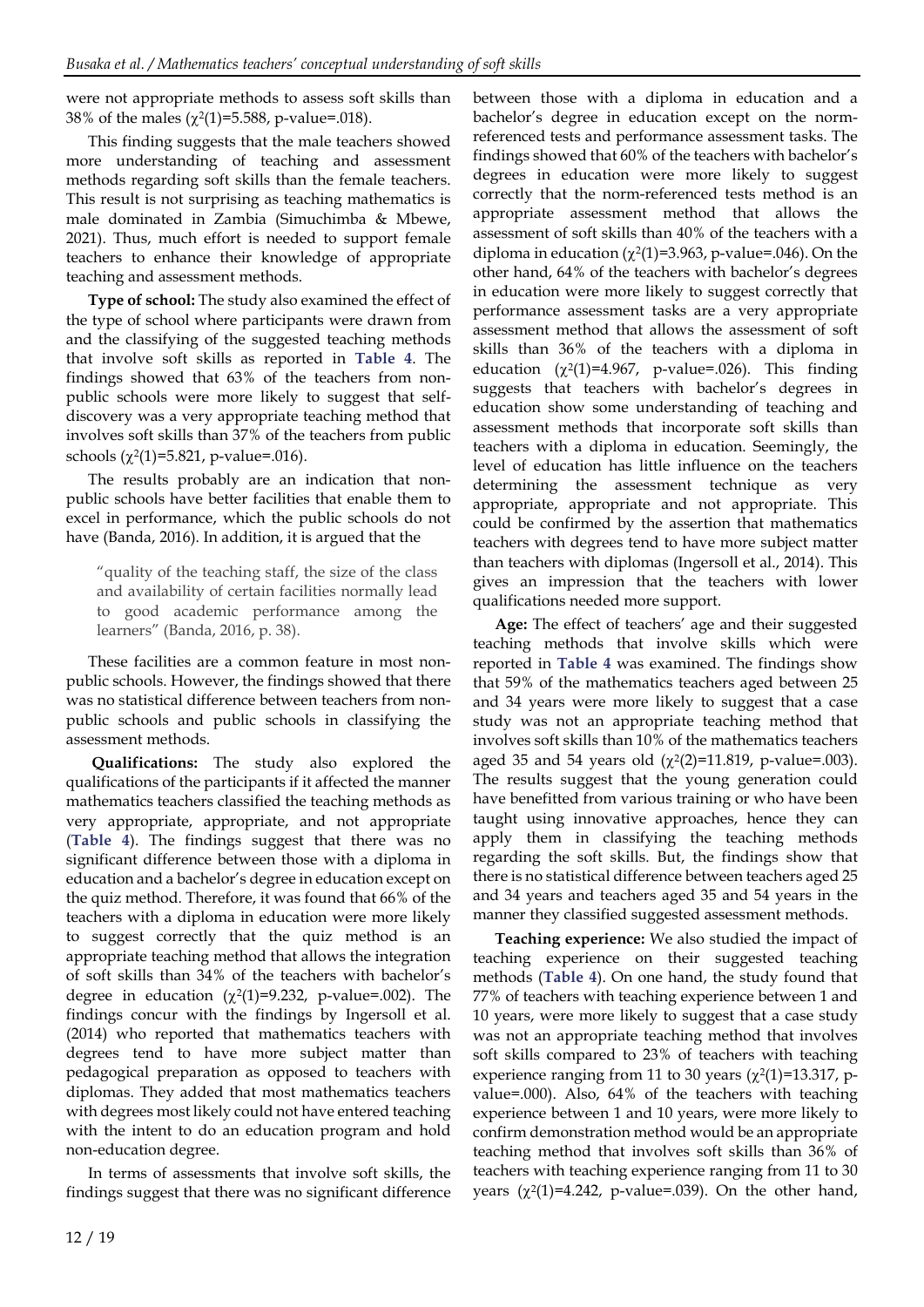were not appropriate methods to assess soft skills than 38% of the males ($\chi^2(1)$=5.588, p-value=.018).

This finding suggests that the male teachers showed more understanding of teaching and assessment methods regarding soft skills than the female teachers. This result is not surprising as teaching mathematics is male dominated in Zambia (Simuchimba & Mbewe, 2021). Thus, much effort is needed to support female teachers to enhance their knowledge of appropriate teaching and assessment methods.

**Type of school:** The study also examined the effect of the type of school where participants were drawn from and the classifying of the suggested teaching methods that involve soft skills as reported in **Table 4**. The findings showed that 63% of the teachers from non-public schools were more likely to suggest that self-discovery was a very appropriate teaching method that involves soft skills than 37% of the teachers from public schools ($\chi^2(1)$=5.821, p-value=.016).

The results probably are an indication that non-public schools have better facilities that enable them to excel in performance, which the public schools do not have (Banda, 2016). In addition, it is argued that the

> "quality of the teaching staff, the size of the class and availability of certain facilities normally lead to good academic performance among the learners" (Banda, 2016, p. 38).

These facilities are a common feature in most non-public schools. However, the findings showed that there was no statistical difference between teachers from non-public schools and public schools in classifying the assessment methods.

**Qualifications:** The study also explored the qualifications of the participants if it affected the manner mathematics teachers classified the teaching methods as very appropriate, appropriate, and not appropriate (**Table 4**). The findings suggest that there was no significant difference between those with a diploma in education and a bachelor's degree in education except on the quiz method. Therefore, it was found that 66% of the teachers with a diploma in education were more likely to suggest correctly that the quiz method is an appropriate teaching method that allows the integration of soft skills than 34% of the teachers with bachelor's degree in education ($\chi^2(1)$=9.232, p-value=.002). The findings concur with the findings by Ingersoll et al. (2014) who reported that mathematics teachers with degrees tend to have more subject matter than pedagogical preparation as opposed to teachers with diplomas. They added that most mathematics teachers with degrees most likely could not have entered teaching with the intent to do an education program and hold non-education degree.

In terms of assessments that involve soft skills, the findings suggest that there was no significant difference between those with a diploma in education and a bachelor's degree in education except on the norm-referenced tests and performance assessment tasks. The findings showed that 60% of the teachers with bachelor's degrees in education were more likely to suggest correctly that the norm-referenced tests method is an appropriate assessment method that allows the assessment of soft skills than 40% of the teachers with a diploma in education ($\chi^2(1)$=3.963, p-value=.046). On the other hand, 64% of the teachers with bachelor's degrees in education were more likely to suggest correctly that performance assessment tasks are a very appropriate assessment method that allows the assessment of soft skills than 36% of the teachers with a diploma in education ($\chi^2(1)$=4.967, p-value=.026). This finding suggests that teachers with bachelor's degrees in education show some understanding of teaching and assessment methods that incorporate soft skills than teachers with a diploma in education. Seemingly, the level of education has little influence on the teachers determining the assessment technique as very appropriate, appropriate and not appropriate. This could be confirmed by the assertion that mathematics teachers with degrees tend to have more subject matter than teachers with diplomas (Ingersoll et al., 2014). This gives an impression that the teachers with lower qualifications needed more support.

**Age:** The effect of teachers' age and their suggested teaching methods that involve skills which were reported in **Table 4** was examined. The findings show that 59% of the mathematics teachers aged between 25 and 34 years were more likely to suggest that a case study was not an appropriate teaching method that involves soft skills than 10% of the mathematics teachers aged 35 and 54 years old ($\chi^2(2)$=11.819, p-value=.003). The results suggest that the young generation could have benefitted from various training or who have been taught using innovative approaches, hence they can apply them in classifying the teaching methods regarding the soft skills. But, the findings show that there is no statistical difference between teachers aged 25 and 34 years and teachers aged 35 and 54 years in the manner they classified suggested assessment methods.

**Teaching experience:** We also studied the impact of teaching experience on their suggested teaching methods (**Table 4**). On one hand, the study found that 77% of teachers with teaching experience between 1 and 10 years, were more likely to suggest that a case study was not an appropriate teaching method that involves soft skills compared to 23% of teachers with teaching experience ranging from 11 to 30 years ($\chi^2(1)$=13.317, p-value=.000). Also, 64% of the teachers with teaching experience between 1 and 10 years, were more likely to confirm demonstration method would be an appropriate teaching method that involves soft skills than 36% of teachers with teaching experience ranging from 11 to 30 years ($\chi^2(1)$=4.242, p-value=.039). On the other hand,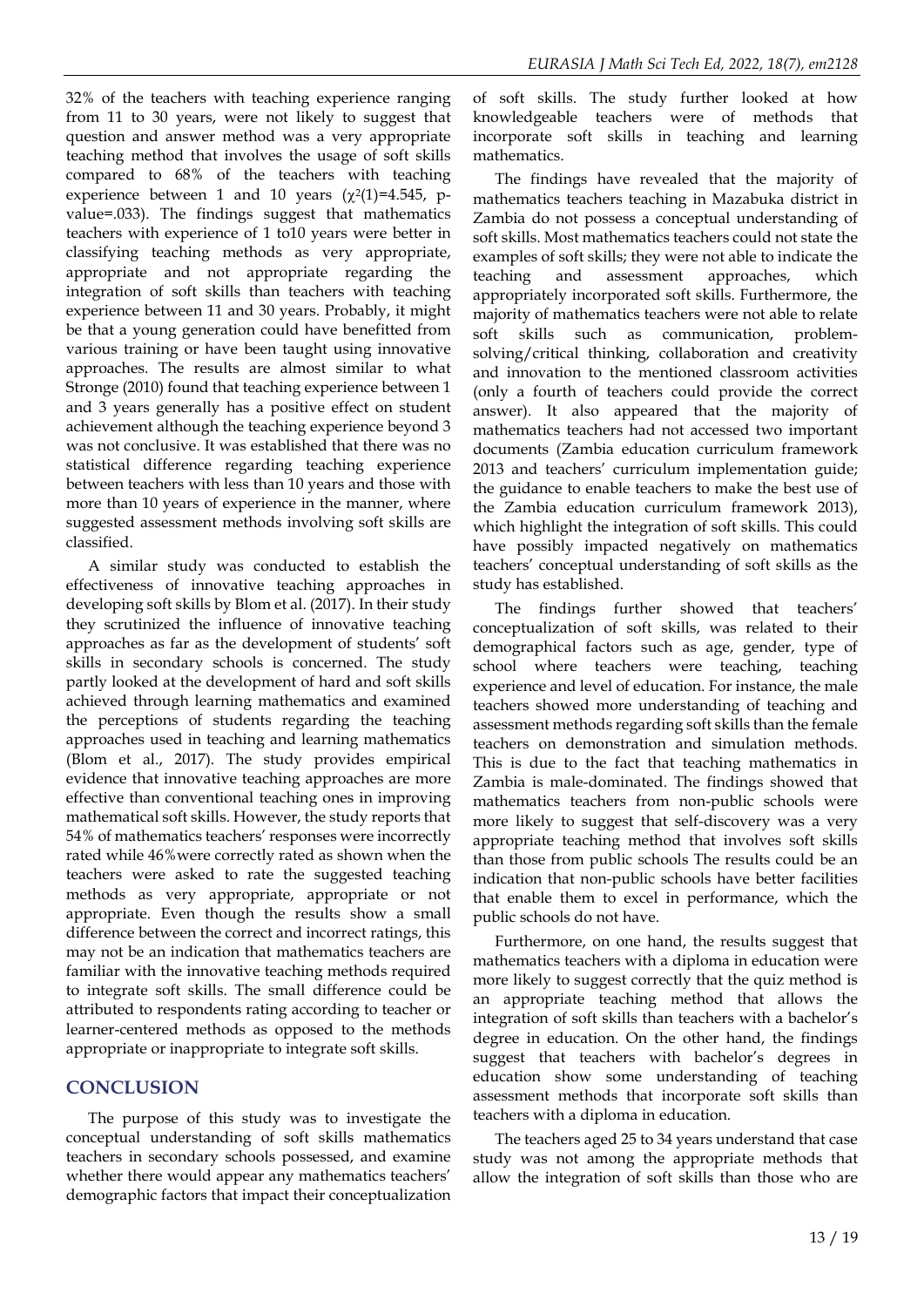32% of the teachers with teaching experience ranging from 11 to 30 years, were not likely to suggest that question and answer method was a very appropriate teaching method that involves the usage of soft skills compared to 68% of the teachers with teaching experience between 1 and 10 years ($\chi^2(1)=4.545$, p-value=.033). The findings suggest that mathematics teachers with experience of 1 to10 years were better in classifying teaching methods as very appropriate, appropriate and not appropriate regarding the integration of soft skills than teachers with teaching experience between 11 and 30 years. Probably, it might be that a young generation could have benefitted from various training or have been taught using innovative approaches. The results are almost similar to what Stronge (2010) found that teaching experience between 1 and 3 years generally has a positive effect on student achievement although the teaching experience beyond 3 was not conclusive. It was established that there was no statistical difference regarding teaching experience between teachers with less than 10 years and those with more than 10 years of experience in the manner, where suggested assessment methods involving soft skills are classified.

A similar study was conducted to establish the effectiveness of innovative teaching approaches in developing soft skills by Blom et al. (2017). In their study they scrutinized the influence of innovative teaching approaches as far as the development of students' soft skills in secondary schools is concerned. The study partly looked at the development of hard and soft skills achieved through learning mathematics and examined the perceptions of students regarding the teaching approaches used in teaching and learning mathematics (Blom et al., 2017). The study provides empirical evidence that innovative teaching approaches are more effective than conventional teaching ones in improving mathematical soft skills. However, the study reports that 54% of mathematics teachers' responses were incorrectly rated while 46%were correctly rated as shown when the teachers were asked to rate the suggested teaching methods as very appropriate, appropriate or not appropriate. Even though the results show a small difference between the correct and incorrect ratings, this may not be an indication that mathematics teachers are familiar with the innovative teaching methods required to integrate soft skills. The small difference could be attributed to respondents rating according to teacher or learner-centered methods as opposed to the methods appropriate or inappropriate to integrate soft skills.

## CONCLUSION

The purpose of this study was to investigate the conceptual understanding of soft skills mathematics teachers in secondary schools possessed, and examine whether there would appear any mathematics teachers' demographic factors that impact their conceptualization of soft skills. The study further looked at how knowledgeable teachers were of methods that incorporate soft skills in teaching and learning mathematics.

The findings have revealed that the majority of mathematics teachers teaching in Mazabuka district in Zambia do not possess a conceptual understanding of soft skills. Most mathematics teachers could not state the examples of soft skills; they were not able to indicate the teaching and assessment approaches, which appropriately incorporated soft skills. Furthermore, the majority of mathematics teachers were not able to relate soft skills such as communication, problem-solving/critical thinking, collaboration and creativity and innovation to the mentioned classroom activities (only a fourth of teachers could provide the correct answer). It also appeared that the majority of mathematics teachers had not accessed two important documents (Zambia education curriculum framework 2013 and teachers' curriculum implementation guide; the guidance to enable teachers to make the best use of the Zambia education curriculum framework 2013), which highlight the integration of soft skills. This could have possibly impacted negatively on mathematics teachers' conceptual understanding of soft skills as the study has established.

The findings further showed that teachers' conceptualization of soft skills, was related to their demographical factors such as age, gender, type of school where teachers were teaching, teaching experience and level of education. For instance, the male teachers showed more understanding of teaching and assessment methods regarding soft skills than the female teachers on demonstration and simulation methods. This is due to the fact that teaching mathematics in Zambia is male-dominated. The findings showed that mathematics teachers from non-public schools were more likely to suggest that self-discovery was a very appropriate teaching method that involves soft skills than those from public schools The results could be an indication that non-public schools have better facilities that enable them to excel in performance, which the public schools do not have.

Furthermore, on one hand, the results suggest that mathematics teachers with a diploma in education were more likely to suggest correctly that the quiz method is an appropriate teaching method that allows the integration of soft skills than teachers with a bachelor's degree in education. On the other hand, the findings suggest that teachers with bachelor's degrees in education show some understanding of teaching assessment methods that incorporate soft skills than teachers with a diploma in education.

The teachers aged 25 to 34 years understand that case study was not among the appropriate methods that allow the integration of soft skills than those who are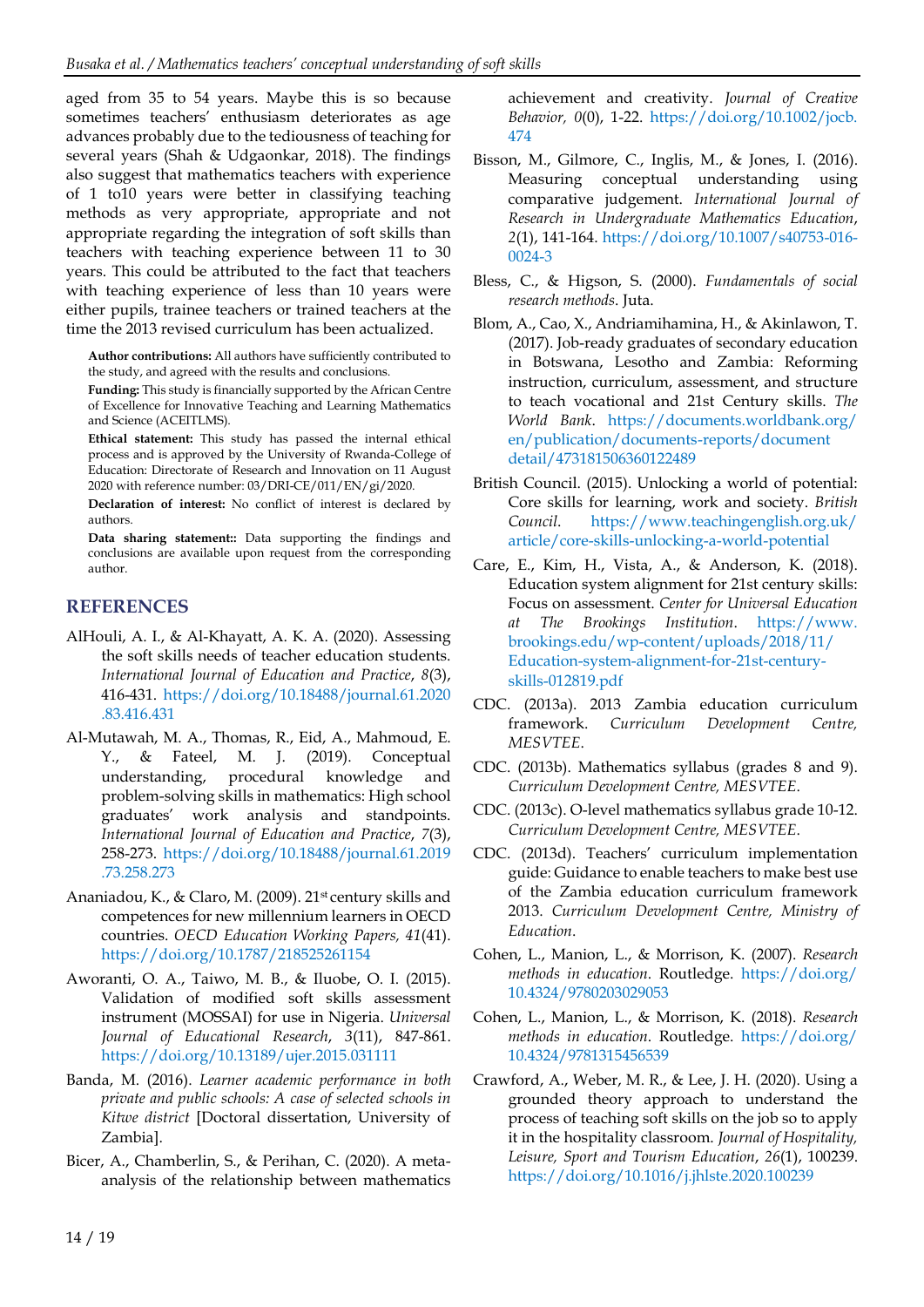aged from 35 to 54 years. Maybe this is so because sometimes teachers' enthusiasm deteriorates as age advances probably due to the tediousness of teaching for several years (Shah & Udgaonkar, 2018). The findings also suggest that mathematics teachers with experience of 1 to10 years were better in classifying teaching methods as very appropriate, appropriate and not appropriate regarding the integration of soft skills than teachers with teaching experience between 11 to 30 years. This could be attributed to the fact that teachers with teaching experience of less than 10 years were either pupils, trainee teachers or trained teachers at the time the 2013 revised curriculum has been actualized.

**Author contributions:** All authors have sufficiently contributed to the study, and agreed with the results and conclusions.

**Funding:** This study is financially supported by the African Centre of Excellence for Innovative Teaching and Learning Mathematics and Science (ACEITLMS).

**Ethical statement:** This study has passed the internal ethical process and is approved by the University of Rwanda-College of Education: Directorate of Research and Innovation on 11 August 2020 with reference number: 03/DRI-CE/011/EN/gi/2020.

**Declaration of interest:** No conflict of interest is declared by authors.

**Data sharing statement::** Data supporting the findings and conclusions are available upon request from the corresponding author.

## REFERENCES

AlHouli, A. I., & Al-Khayatt, A. K. A. (2020). Assessing the soft skills needs of teacher education students. *International Journal of Education and Practice*, *8*(3), 416-431. https://doi.org/10.18488/journal.61.2020.83.416.431

Al-Mutawah, M. A., Thomas, R., Eid, A., Mahmoud, E. Y., & Fateel, M. J. (2019). Conceptual understanding, procedural knowledge and problem-solving skills in mathematics: High school graduates' work analysis and standpoints. *International Journal of Education and Practice*, *7*(3), 258-273. https://doi.org/10.18488/journal.61.2019.73.258.273

Ananiadou, K., & Claro, M. (2009). 21st century skills and competences for new millennium learners in OECD countries. *OECD Education Working Papers, 41*(41). https://doi.org/10.1787/218525261154

Aworanti, O. A., Taiwo, M. B., & Iluobe, O. I. (2015). Validation of modified soft skills assessment instrument (MOSSAI) for use in Nigeria. *Universal Journal of Educational Research*, *3*(11), 847-861. https://doi.org/10.13189/ujer.2015.031111

Banda, M. (2016). *Learner academic performance in both private and public schools: A case of selected schools in Kitwe district* [Doctoral dissertation, University of Zambia].

Bicer, A., Chamberlin, S., & Perihan, C. (2020). A meta-analysis of the relationship between mathematics achievement and creativity. *Journal of Creative Behavior, 0*(0), 1-22. https://doi.org/10.1002/jocb.474

Bisson, M., Gilmore, C., Inglis, M., & Jones, I. (2016). Measuring conceptual understanding using comparative judgement. *International Journal of Research in Undergraduate Mathematics Education*, *2*(1), 141-164. https://doi.org/10.1007/s40753-016-0024-3

Bless, C., & Higson, S. (2000). *Fundamentals of social research methods*. Juta.

Blom, A., Cao, X., Andriamihamina, H., & Akinlawon, T. (2017). Job-ready graduates of secondary education in Botswana, Lesotho and Zambia: Reforming instruction, curriculum, assessment, and structure to teach vocational and 21st Century skills. *The World Bank*. https://documents.worldbank.org/en/publication/documents-reports/documentdetail/473181506360122489

British Council. (2015). Unlocking a world of potential: Core skills for learning, work and society. *British Council*. https://www.teachingenglish.org.uk/article/core-skills-unlocking-a-world-potential

Care, E., Kim, H., Vista, A., & Anderson, K. (2018). Education system alignment for 21st century skills: Focus on assessment. *Center for Universal Education at The Brookings Institution*. https://www.brookings.edu/wp-content/uploads/2018/11/Education-system-alignment-for-21st-century-skills-012819.pdf

CDC. (2013a). 2013 Zambia education curriculum framework. *Curriculum Development Centre, MESVTEE*.

CDC. (2013b). Mathematics syllabus (grades 8 and 9). *Curriculum Development Centre, MESVTEE*.

CDC. (2013c). O-level mathematics syllabus grade 10-12. *Curriculum Development Centre, MESVTEE*.

CDC. (2013d). Teachers' curriculum implementation guide: Guidance to enable teachers to make best use of the Zambia education curriculum framework 2013. *Curriculum Development Centre, Ministry of Education*.

Cohen, L., Manion, L., & Morrison, K. (2007). *Research methods in education*. Routledge. https://doi.org/10.4324/9780203029053

Cohen, L., Manion, L., & Morrison, K. (2018). *Research methods in education*. Routledge. https://doi.org/10.4324/9781315456539

Crawford, A., Weber, M. R., & Lee, J. H. (2020). Using a grounded theory approach to understand the process of teaching soft skills on the job so to apply it in the hospitality classroom. *Journal of Hospitality, Leisure, Sport and Tourism Education*, *26*(1), 100239. https://doi.org/10.1016/j.jhlste.2020.100239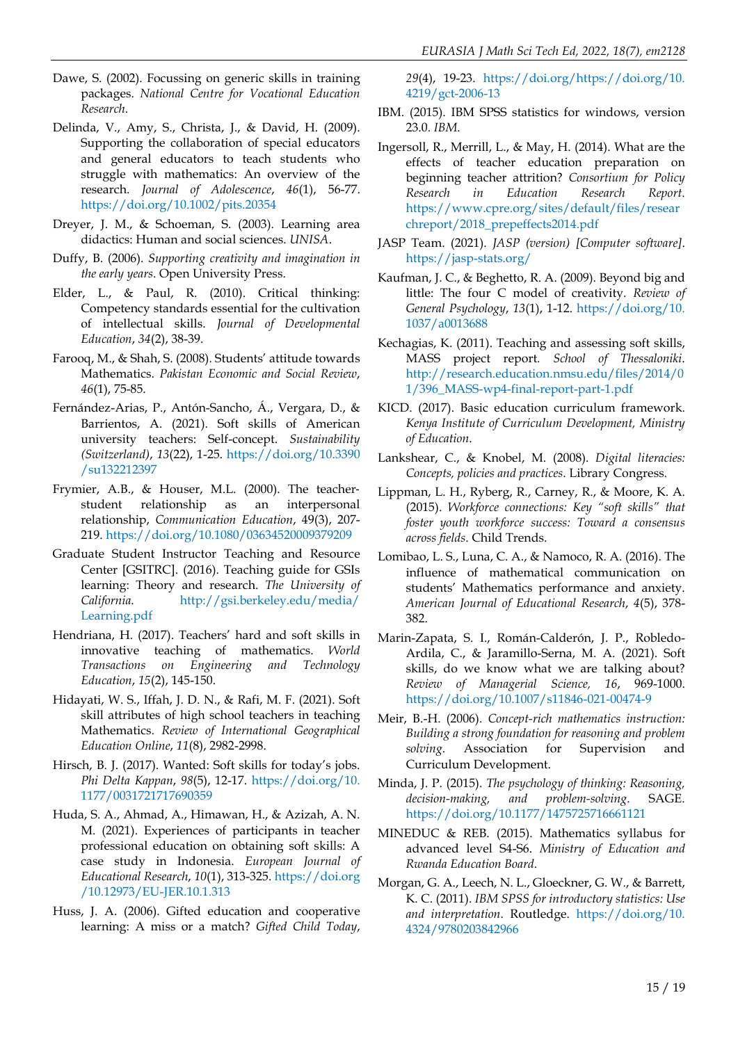Dawe, S. (2002). Focussing on generic skills in training packages. *National Centre for Vocational Education Research*.

Delinda, V., Amy, S., Christa, J., & David, H. (2009). Supporting the collaboration of special educators and general educators to teach students who struggle with mathematics: An overview of the research. *Journal of Adolescence*, *46*(1), 56-77. https://doi.org/10.1002/pits.20354

Dreyer, J. M., & Schoeman, S. (2003). Learning area didactics: Human and social sciences. *UNISA*.

Duffy, B. (2006). *Supporting creativity and imagination in the early years*. Open University Press.

Elder, L., & Paul, R. (2010). Critical thinking: Competency standards essential for the cultivation of intellectual skills. *Journal of Developmental Education*, *34*(2), 38-39.

Farooq, M., & Shah, S. (2008). Students' attitude towards Mathematics. *Pakistan Economic and Social Review*, *46*(1), 75-85.

Fernández-Arias, P., Antón-Sancho, Á., Vergara, D., & Barrientos, A. (2021). Soft skills of American university teachers: Self-concept. *Sustainability (Switzerland)*, *13*(22), 1-25. https://doi.org/10.3390/su132212397

Frymier, A.B., & Houser, M.L. (2000). The teacher-student relationship as an interpersonal relationship, *Communication Education*, 49(3), 207-219. https://doi.org/10.1080/03634520009379209

Graduate Student Instructor Teaching and Resource Center [GSITRC]. (2016). Teaching guide for GSIs learning: Theory and research. *The University of California*. http://gsi.berkeley.edu/media/Learning.pdf

Hendriana, H. (2017). Teachers' hard and soft skills in innovative teaching of mathematics. *World Transactions on Engineering and Technology Education*, *15*(2), 145-150.

Hidayati, W. S., Iffah, J. D. N., & Rafi, M. F. (2021). Soft skill attributes of high school teachers in teaching Mathematics. *Review of International Geographical Education Online*, *11*(8), 2982-2998.

Hirsch, B. J. (2017). Wanted: Soft skills for today's jobs. *Phi Delta Kappan*, *98*(5), 12-17. https://doi.org/10.1177/0031721717690359

Huda, S. A., Ahmad, A., Himawan, H., & Azizah, A. N. M. (2021). Experiences of participants in teacher professional education on obtaining soft skills: A case study in Indonesia. *European Journal of Educational Research*, *10*(1), 313-325. https://doi.org/10.12973/EU-JER.10.1.313

Huss, J. A. (2006). Gifted education and cooperative learning: A miss or a match? *Gifted Child Today*, *29*(4), 19-23. https://doi.org/https://doi.org/10.4219/gct-2006-13

IBM. (2015). IBM SPSS statistics for windows, version 23.0. *IBM*.

Ingersoll, R., Merrill, L., & May, H. (2014). What are the effects of teacher education preparation on beginning teacher attrition? *Consortium for Policy Research in Education Research Report*. https://www.cpre.org/sites/default/files/researchreport/2018_prepeffects2014.pdf

JASP Team. (2021). *JASP (version) [Computer software]*. https://jasp-stats.org/

Kaufman, J. C., & Beghetto, R. A. (2009). Beyond big and little: The four C model of creativity. *Review of General Psychology*, *13*(1), 1-12. https://doi.org/10.1037/a0013688

Kechagias, K. (2011). Teaching and assessing soft skills, MASS project report. *School of Thessaloniki*. http://research.education.nmsu.edu/files/2014/01/396_MASS-wp4-final-report-part-1.pdf

KICD. (2017). Basic education curriculum framework. *Kenya Institute of Curriculum Development, Ministry of Education*.

Lankshear, C., & Knobel, M. (2008). *Digital literacies: Concepts, policies and practices*. Library Congress.

Lippman, L. H., Ryberg, R., Carney, R., & Moore, K. A. (2015). *Workforce connections: Key "soft skills" that foster youth workforce success: Toward a consensus across fields*. Child Trends.

Lomibao, L. S., Luna, C. A., & Namoco, R. A. (2016). The influence of mathematical communication on students' Mathematics performance and anxiety. *American Journal of Educational Research*, *4*(5), 378-382.

Marin-Zapata, S. I., Román-Calderón, J. P., Robledo-Ardila, C., & Jaramillo-Serna, M. A. (2021). Soft skills, do we know what we are talking about? *Review of Managerial Science*, *16*, 969-1000. https://doi.org/10.1007/s11846-021-00474-9

Meir, B.-H. (2006). *Concept-rich mathematics instruction: Building a strong foundation for reasoning and problem solving*. Association for Supervision and Curriculum Development.

Minda, J. P. (2015). *The psychology of thinking: Reasoning, decision-making, and problem-solving*. SAGE. https://doi.org/10.1177/1475725716661121

MINEDUC & REB. (2015). Mathematics syllabus for advanced level S4-S6. *Ministry of Education and Rwanda Education Board*.

Morgan, G. A., Leech, N. L., Gloeckner, G. W., & Barrett, K. C. (2011). *IBM SPSS for introductory statistics: Use and interpretation*. Routledge. https://doi.org/10.4324/9780203842966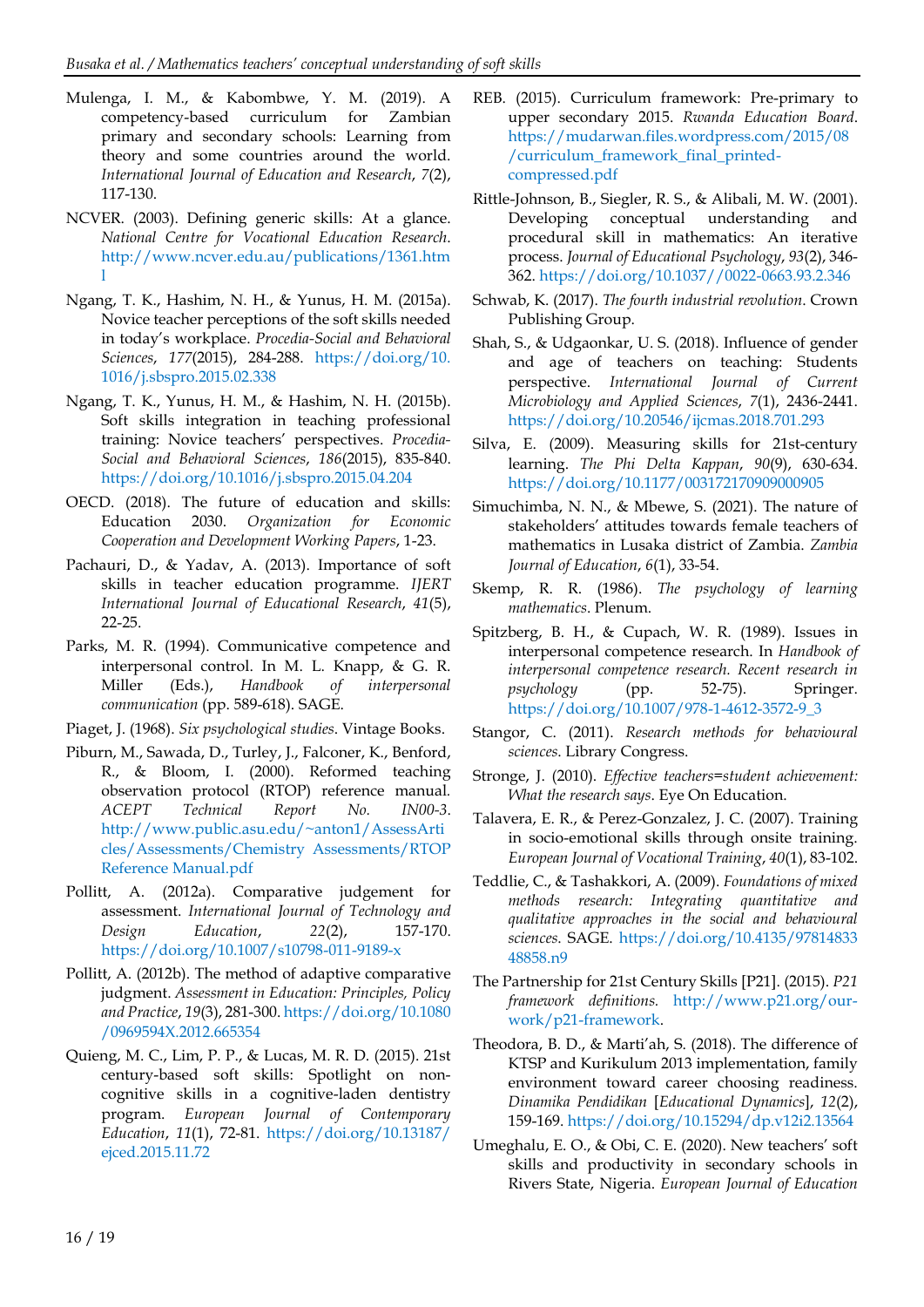Mulenga, I. M., & Kabombwe, Y. M. (2019). A competency-based curriculum for Zambian primary and secondary schools: Learning from theory and some countries around the world. *International Journal of Education and Research*, *7*(2), 117-130.

NCVER. (2003). Defining generic skills: At a glance. *National Centre for Vocational Education Research*. http://www.ncver.edu.au/publications/1361.html

Ngang, T. K., Hashim, N. H., & Yunus, H. M. (2015a). Novice teacher perceptions of the soft skills needed in today's workplace. *Procedia-Social and Behavioral Sciences*, *177*(2015), 284-288. https://doi.org/10.1016/j.sbspro.2015.02.338

Ngang, T. K., Yunus, H. M., & Hashim, N. H. (2015b). Soft skills integration in teaching professional training: Novice teachers' perspectives. *Procedia-Social and Behavioral Sciences*, *186*(2015), 835-840. https://doi.org/10.1016/j.sbspro.2015.04.204

OECD. (2018). The future of education and skills: Education 2030. *Organization for Economic Cooperation and Development Working Papers*, 1-23.

Pachauri, D., & Yadav, A. (2013). Importance of soft skills in teacher education programme. *IJERT International Journal of Educational Research*, *41*(5), 22-25.

Parks, M. R. (1994). Communicative competence and interpersonal control. In M. L. Knapp, & G. R. Miller (Eds.), *Handbook of interpersonal communication* (pp. 589-618). SAGE.

Piaget, J. (1968). *Six psychological studies*. Vintage Books.

Piburn, M., Sawada, D., Turley, J., Falconer, K., Benford, R., & Bloom, I. (2000). Reformed teaching observation protocol (RTOP) reference manual. *ACEPT Technical Report No. IN00-3*. http://www.public.asu.edu/~anton1/AssessArticles/Assessments/Chemistry Assessments/RTOP Reference Manual.pdf

Pollitt, A. (2012a). Comparative judgement for assessment. *International Journal of Technology and Design Education*, *22*(2), 157-170. https://doi.org/10.1007/s10798-011-9189-x

Pollitt, A. (2012b). The method of adaptive comparative judgment. *Assessment in Education: Principles, Policy and Practice*, *19*(3), 281-300. https://doi.org/10.1080/0969594X.2012.665354

Quieng, M. C., Lim, P. P., & Lucas, M. R. D. (2015). 21st century-based soft skills: Spotlight on non-cognitive skills in a cognitive-laden dentistry program. *European Journal of Contemporary Education*, *11*(1), 72-81. https://doi.org/10.13187/ejced.2015.11.72

REB. (2015). Curriculum framework: Pre-primary to upper secondary 2015. *Rwanda Education Board*. https://mudarwan.files.wordpress.com/2015/08/curriculum_framework_final_printed-compressed.pdf

Rittle-Johnson, B., Siegler, R. S., & Alibali, M. W. (2001). Developing conceptual understanding and procedural skill in mathematics: An iterative process. *Journal of Educational Psychology*, *93*(2), 346-362. https://doi.org/10.1037//0022-0663.93.2.346

Schwab, K. (2017). *The fourth industrial revolution*. Crown Publishing Group.

Shah, S., & Udgaonkar, U. S. (2018). Influence of gender and age of teachers on teaching: Students perspective. *International Journal of Current Microbiology and Applied Sciences*, *7*(1), 2436-2441. https://doi.org/10.20546/ijcmas.2018.701.293

Silva, E. (2009). Measuring skills for 21st-century learning. *The Phi Delta Kappan*, *90*(9), 630-634. https://doi.org/10.1177/003172170909000905

Simuchimba, N. N., & Mbewe, S. (2021). The nature of stakeholders' attitudes towards female teachers of mathematics in Lusaka district of Zambia. *Zambia Journal of Education*, *6*(1), 33-54.

Skemp, R. R. (1986). *The psychology of learning mathematics*. Plenum.

Spitzberg, B. H., & Cupach, W. R. (1989). Issues in interpersonal competence research. In *Handbook of interpersonal competence research. Recent research in psychology* (pp. 52-75). Springer. https://doi.org/10.1007/978-1-4612-3572-9_3

Stangor, C. (2011). *Research methods for behavioural sciences*. Library Congress.

Stronge, J. (2010). *Effective teachers=student achievement: What the research says*. Eye On Education.

Talavera, E. R., & Perez-Gonzalez, J. C. (2007). Training in socio-emotional skills through onsite training. *European Journal of Vocational Training*, *40*(1), 83-102.

Teddlie, C., & Tashakkori, A. (2009). *Foundations of mixed methods research: Integrating quantitative and qualitative approaches in the social and behavioural sciences*. SAGE. https://doi.org/10.4135/9781483348858.n9

The Partnership for 21st Century Skills [P21]. (2015). *P21 framework definitions*. http://www.p21.org/our-work/p21-framework.

Theodora, B. D., & Marti'ah, S. (2018). The difference of KTSP and Kurikulum 2013 implementation, family environment toward career choosing readiness. *Dinamika Pendidikan* [*Educational Dynamics*], *12*(2), 159-169. https://doi.org/10.15294/dp.v12i2.13564

Umeghalu, E. O., & Obi, C. E. (2020). New teachers' soft skills and productivity in secondary schools in Rivers State, Nigeria. *European Journal of Education*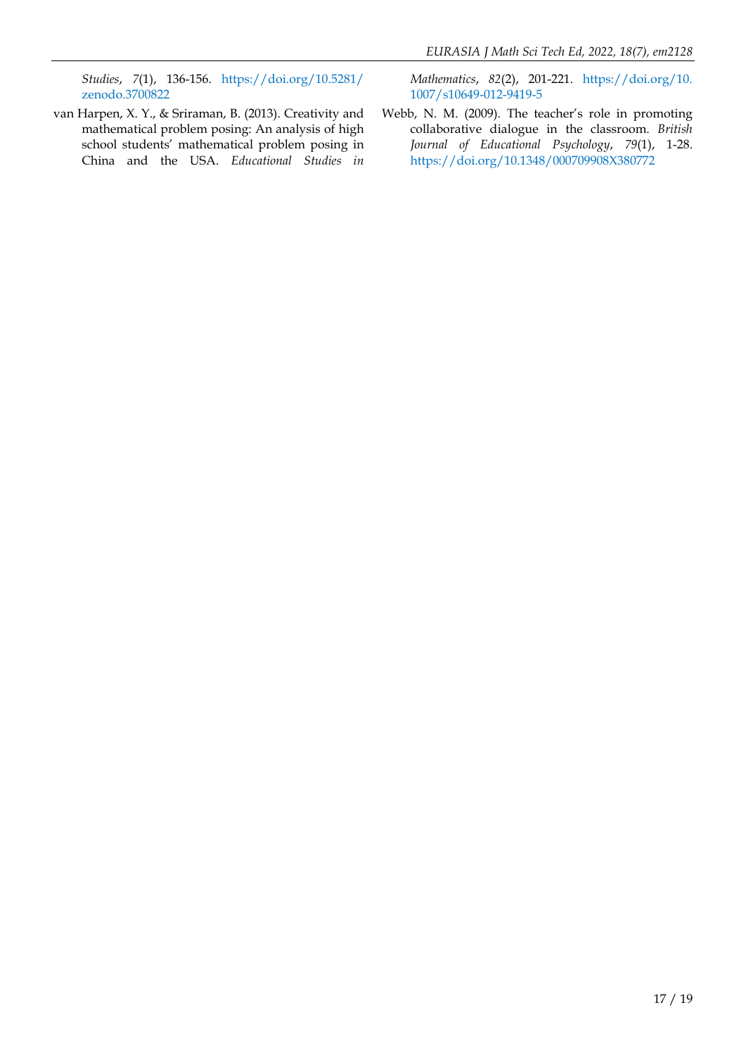*Studies*, *7*(1), 136-156. https://doi.org/10.5281/zenodo.3700822

van Harpen, X. Y., & Sriraman, B. (2013). Creativity and mathematical problem posing: An analysis of high school students' mathematical problem posing in China and the USA. *Educational Studies in Mathematics*, *82*(2), 201-221. https://doi.org/10.1007/s10649-012-9419-5

Webb, N. M. (2009). The teacher's role in promoting collaborative dialogue in the classroom. *British Journal of Educational Psychology*, *79*(1), 1-28. https://doi.org/10.1348/000709908X380772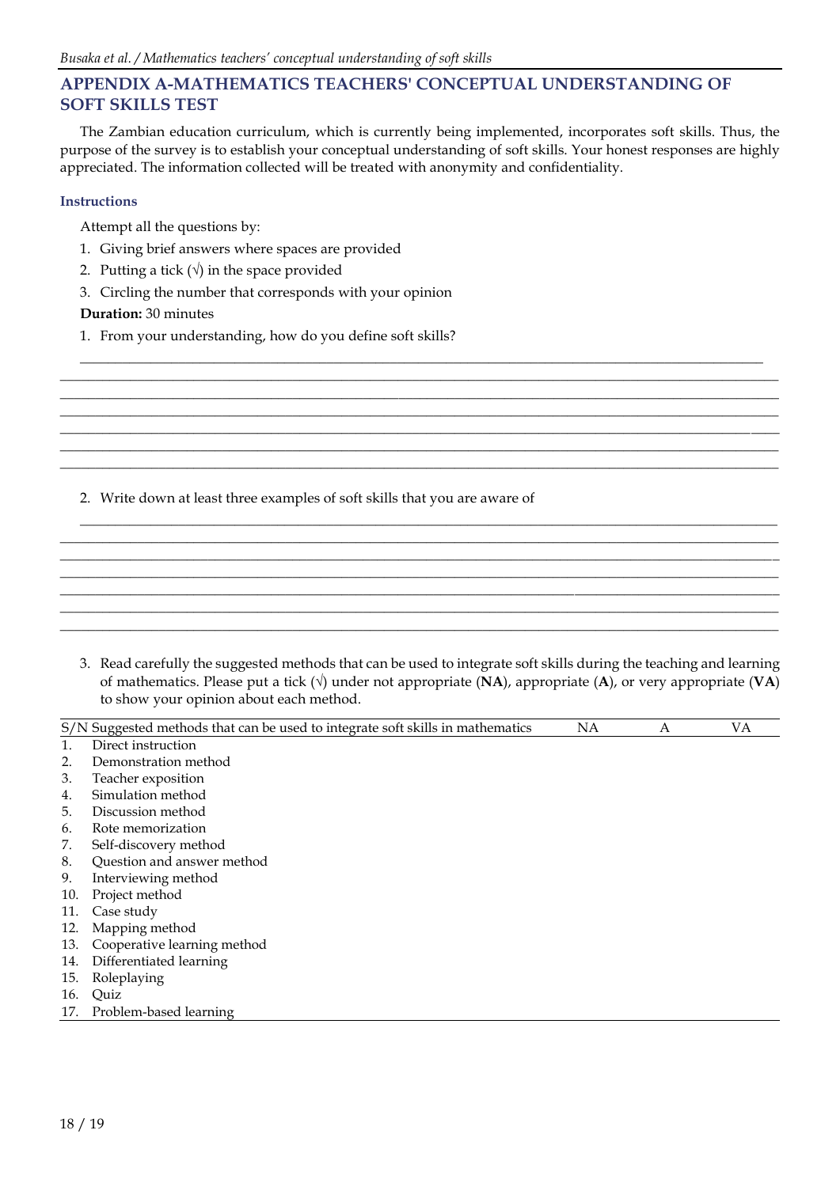## APPENDIX A-MATHEMATICS TEACHERS' CONCEPTUAL UNDERSTANDING OF SOFT SKILLS TEST

The Zambian education curriculum, which is currently being implemented, incorporates soft skills. Thus, the purpose of the survey is to establish your conceptual understanding of soft skills. Your honest responses are highly appreciated. The information collected will be treated with anonymity and confidentiality.

### Instructions

Attempt all the questions by:

1. Giving brief answers where spaces are provided
2. Putting a tick (√) in the space provided
3. Circling the number that corresponds with your opinion

**Duration:** 30 minutes

1. From your understanding, how do you define soft skills?

_______________________________________________________________________________________________
_______________________________________________________________________________________________
_______________________________________________________________________________________________
_______________________________________________________________________________________________
_______________________________________________________________________________________________
_______________________________________________________________________________________________
_______________________________________________________________________________________________

2. Write down at least three examples of soft skills that you are aware of

_______________________________________________________________________________________________
_______________________________________________________________________________________________
_______________________________________________________________________________________________
_______________________________________________________________________________________________
_______________________________________________________________________________________________
_______________________________________________________________________________________________
_______________________________________________________________________________________________

3. Read carefully the suggested methods that can be used to integrate soft skills during the teaching and learning of mathematics. Please put a tick (√) under not appropriate (**NA**), appropriate (**A**), or very appropriate (**VA**) to show your opinion about each method.

| S/N | Suggested methods that can be used to integrate soft skills in mathematics | NA | A | VA |
|---|---|---|---|---|
| 1. | Direct instruction | | | |
| 2. | Demonstration method | | | |
| 3. | Teacher exposition | | | |
| 4. | Simulation method | | | |
| 5. | Discussion method | | | |
| 6. | Rote memorization | | | |
| 7. | Self-discovery method | | | |
| 8. | Question and answer method | | | |
| 9. | Interviewing method | | | |
| 10. | Project method | | | |
| 11. | Case study | | | |
| 12. | Mapping method | | | |
| 13. | Cooperative learning method | | | |
| 14. | Differentiated learning | | | |
| 15. | Roleplaying | | | |
| 16. | Quiz | | | |
| 17. | Problem-based learning | | | |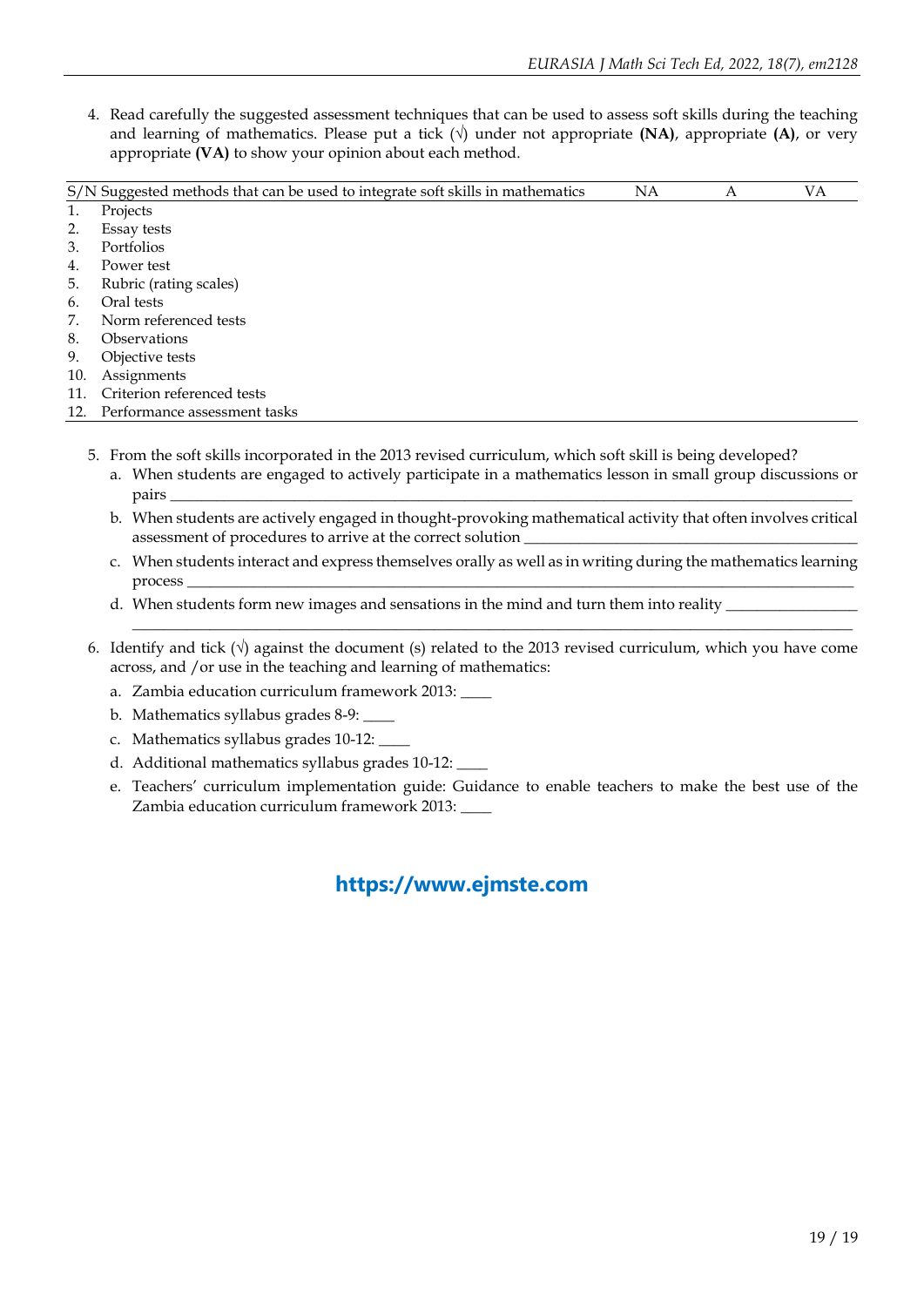4. Read carefully the suggested assessment techniques that can be used to assess soft skills during the teaching and learning of mathematics. Please put a tick (√) under not appropriate **(NA)**, appropriate **(A)**, or very appropriate **(VA)** to show your opinion about each method.

| S/N | Suggested methods that can be used to integrate soft skills in mathematics | NA | A | VA |
|---|---|---|---|---|
| 1. | Projects | | | |
| 2. | Essay tests | | | |
| 3. | Portfolios | | | |
| 4. | Power test | | | |
| 5. | Rubric (rating scales) | | | |
| 6. | Oral tests | | | |
| 7. | Norm referenced tests | | | |
| 8. | Observations | | | |
| 9. | Objective tests | | | |
| 10. | Assignments | | | |
| 11. | Criterion referenced tests | | | |
| 12. | Performance assessment tasks | | | |

5. From the soft skills incorporated in the 2013 revised curriculum, which soft skill is being developed?
   a. When students are engaged to actively participate in a mathematics lesson in small group discussions or pairs ______________________________________________________________
   b. When students are actively engaged in thought-provoking mathematical activity that often involves critical assessment of procedures to arrive at the correct solution ______________________________
   c. When students interact and express themselves orally as well as in writing during the mathematics learning process ______________________________________________________________
   d. When students form new images and sensations in the mind and turn them into reality ______________ ______________________________________________________________

6. Identify and tick (√) against the document (s) related to the 2013 revised curriculum, which you have come across, and /or use in the teaching and learning of mathematics:
   a. Zambia education curriculum framework 2013: ____
   b. Mathematics syllabus grades 8-9: ____
   c. Mathematics syllabus grades 10-12: ____
   d. Additional mathematics syllabus grades 10-12: ____
   e. Teachers' curriculum implementation guide: Guidance to enable teachers to make the best use of the Zambia education curriculum framework 2013: ____

**https://www.ejmste.com**